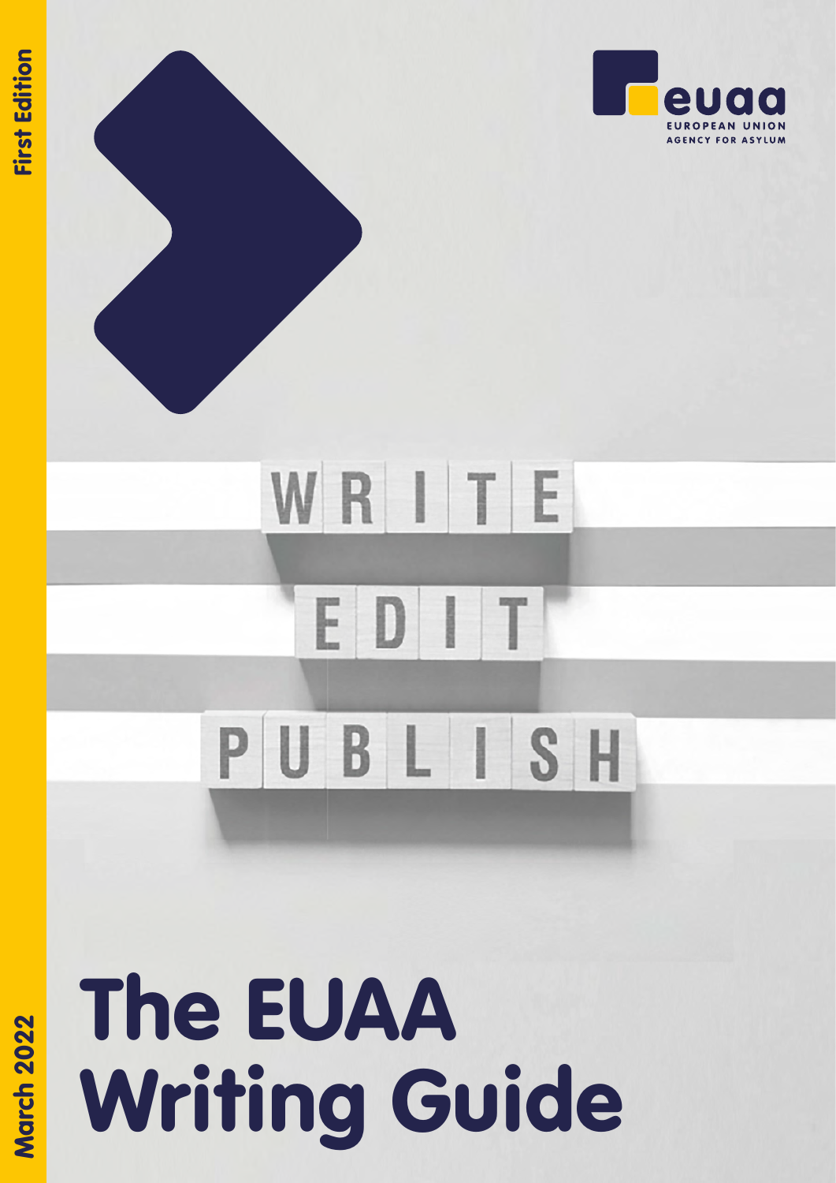First Edition

euaa
EUROPEAN UNION
AGENCY FOR ASYLUM

WRITE
EDIT
PUBLISH

# The EUAA Writing Guide

March 2022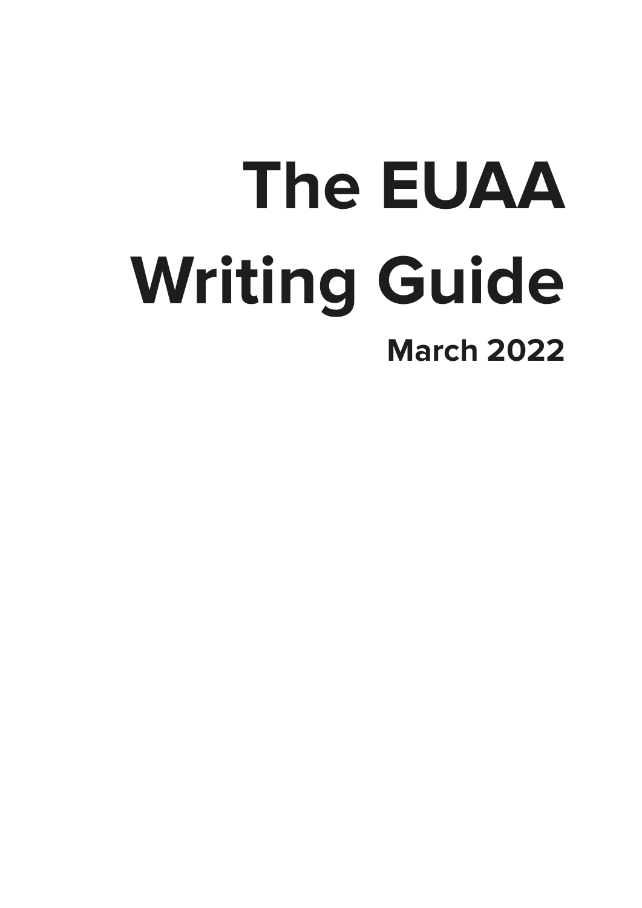# The EUAA Writing Guide

**March 2022**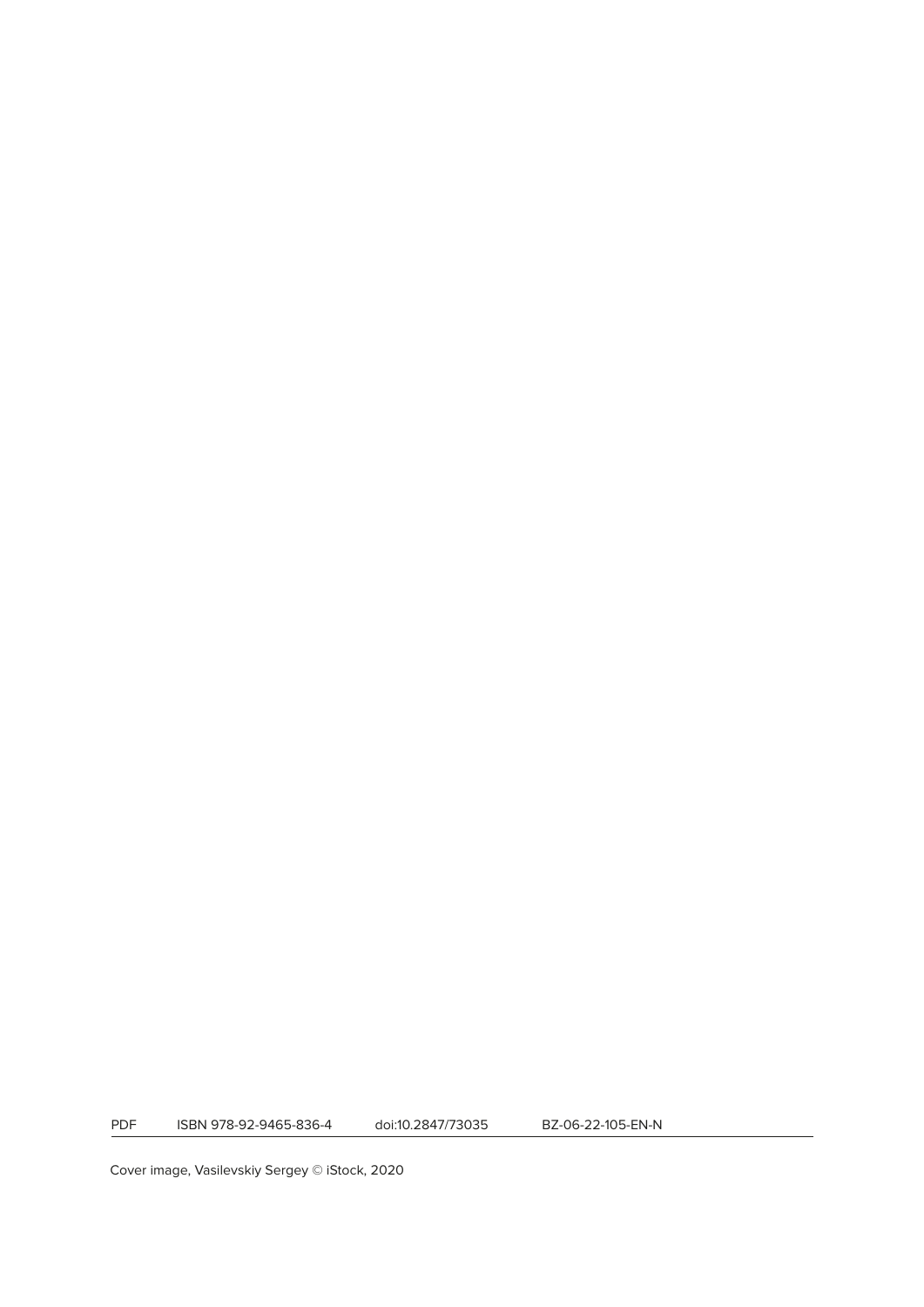| PDF | ISBN 978-92-9465-836-4 | doi:10.2847/73035 | BZ-06-22-105-EN-N |
| --- | --- | --- | --- |

Cover image, Vasilevskiy Sergey © iStock, 2020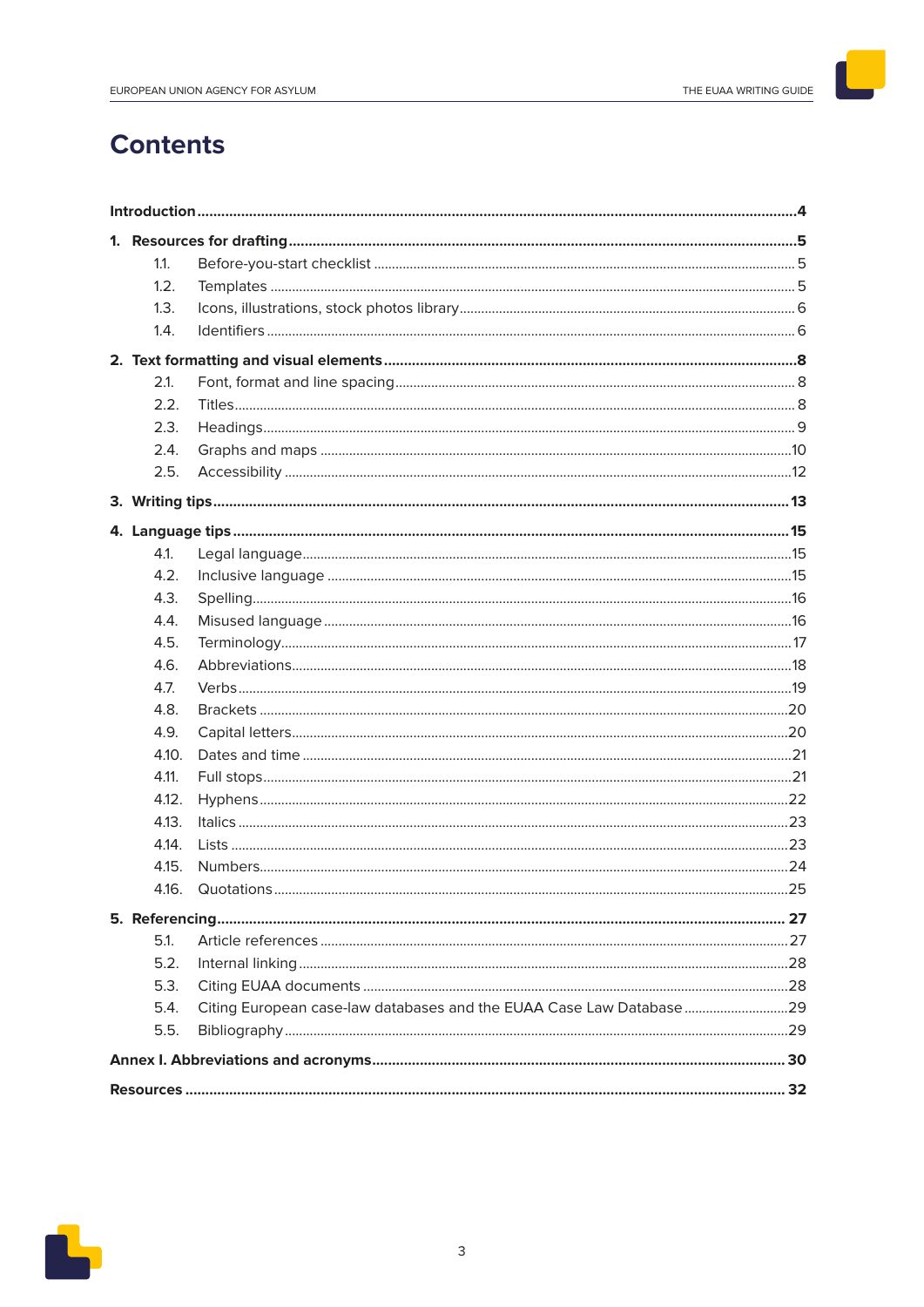# Contents

**Introduction** .......... **4**

**1. Resources for drafting** .......... **5**

- 1.1. Before-you-start checklist .......... 5
- 1.2. Templates .......... 5
- 1.3. Icons, illustrations, stock photos library .......... 6
- 1.4. Identifiers .......... 6

**2. Text formatting and visual elements** .......... **8**

- 2.1. Font, format and line spacing .......... 8
- 2.2. Titles .......... 8
- 2.3. Headings .......... 9
- 2.4. Graphs and maps .......... 10
- 2.5. Accessibility .......... 12

**3. Writing tips** .......... **13**

**4. Language tips** .......... **15**

- 4.1. Legal language .......... 15
- 4.2. Inclusive language .......... 15
- 4.3. Spelling .......... 16
- 4.4. Misused language .......... 16
- 4.5. Terminology .......... 17
- 4.6. Abbreviations .......... 18
- 4.7. Verbs .......... 19
- 4.8. Brackets .......... 20
- 4.9. Capital letters .......... 20
- 4.10. Dates and time .......... 21
- 4.11. Full stops .......... 21
- 4.12. Hyphens .......... 22
- 4.13. Italics .......... 23
- 4.14. Lists .......... 23
- 4.15. Numbers .......... 24
- 4.16. Quotations .......... 25

**5. Referencing** .......... **27**

- 5.1. Article references .......... 27
- 5.2. Internal linking .......... 28
- 5.3. Citing EUAA documents .......... 28
- 5.4. Citing European case-law databases and the EUAA Case Law Database .......... 29
- 5.5. Bibliography .......... 29

**Annex I. Abbreviations and acronyms** .......... **30**

**Resources** .......... **32**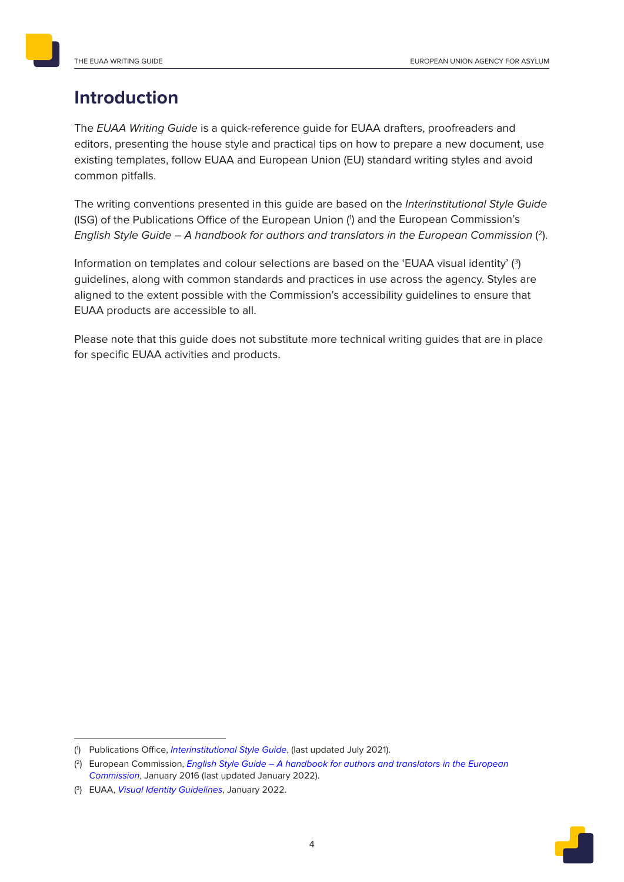# Introduction

The *EUAA Writing Guide* is a quick-reference guide for EUAA drafters, proofreaders and editors, presenting the house style and practical tips on how to prepare a new document, use existing templates, follow EUAA and European Union (EU) standard writing styles and avoid common pitfalls.

The writing conventions presented in this guide are based on the *Interinstitutional Style Guide* (ISG) of the Publications Office of the European Union ([1]) and the European Commission's *English Style Guide – A handbook for authors and translators in the European Commission* ([2]).

Information on templates and colour selections are based on the 'EUAA visual identity' ([3]) guidelines, along with common standards and practices in use across the agency. Styles are aligned to the extent possible with the Commission's accessibility guidelines to ensure that EUAA products are accessible to all.

Please note that this guide does not substitute more technical writing guides that are in place for specific EUAA activities and products.

---

([1]) Publications Office, *Interinstitutional Style Guide*, (last updated July 2021).

([2]) European Commission, *English Style Guide – A handbook for authors and translators in the European Commission*, January 2016 (last updated January 2022).

([3]) EUAA, *Visual Identity Guidelines*, January 2022.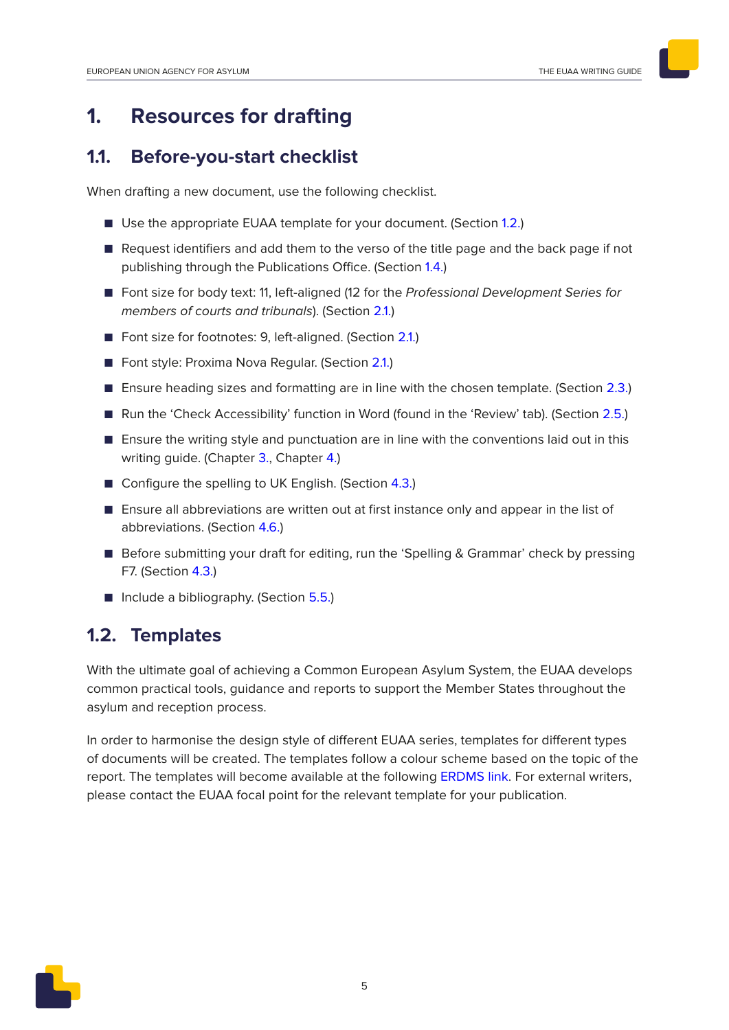# 1. Resources for drafting

## 1.1. Before-you-start checklist

When drafting a new document, use the following checklist.

- Use the appropriate EUAA template for your document. (Section 1.2.)
- Request identifiers and add them to the verso of the title page and the back page if not publishing through the Publications Office. (Section 1.4.)
- Font size for body text: 11, left-aligned (12 for the *Professional Development Series for members of courts and tribunals*). (Section 2.1.)
- Font size for footnotes: 9, left-aligned. (Section 2.1.)
- Font style: Proxima Nova Regular. (Section 2.1.)
- Ensure heading sizes and formatting are in line with the chosen template. (Section 2.3.)
- Run the 'Check Accessibility' function in Word (found in the 'Review' tab). (Section 2.5.)
- Ensure the writing style and punctuation are in line with the conventions laid out in this writing guide. (Chapter 3., Chapter 4.)
- Configure the spelling to UK English. (Section 4.3.)
- Ensure all abbreviations are written out at first instance only and appear in the list of abbreviations. (Section 4.6.)
- Before submitting your draft for editing, run the 'Spelling & Grammar' check by pressing F7. (Section 4.3.)
- Include a bibliography. (Section 5.5.)

## 1.2. Templates

With the ultimate goal of achieving a Common European Asylum System, the EUAA develops common practical tools, guidance and reports to support the Member States throughout the asylum and reception process.

In order to harmonise the design style of different EUAA series, templates for different types of documents will be created. The templates follow a colour scheme based on the topic of the report. The templates will become available at the following ERDMS link. For external writers, please contact the EUAA focal point for the relevant template for your publication.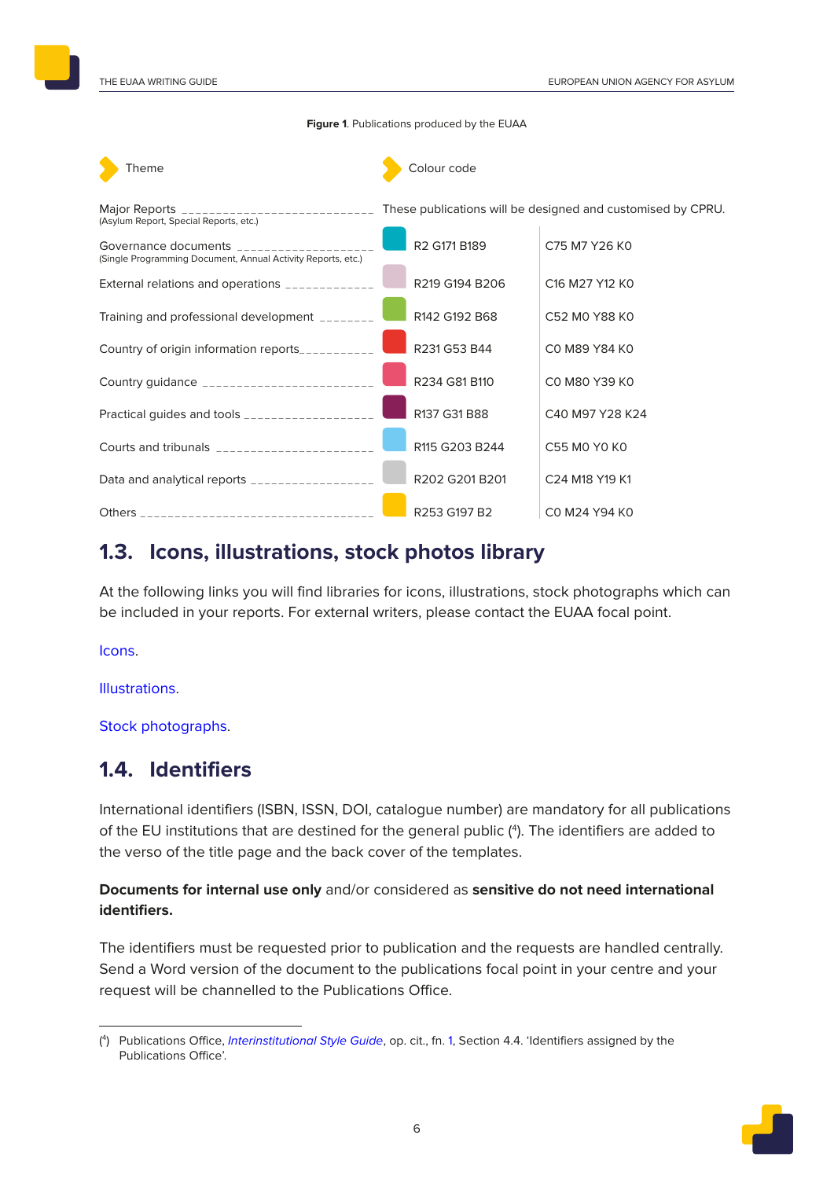**Figure 1**. Publications produced by the EUAA

| Theme | Colour code | |
|---|---|---|
| Major Reports (Asylum Report, Special Reports, etc.) | These publications will be designed and customised by CPRU. | |
| Governance documents (Single Programming Document, Annual Activity Reports, etc.) | R2 G171 B189 | C75 M7 Y26 K0 |
| External relations and operations | R219 G194 B206 | C16 M27 Y12 K0 |
| Training and professional development | R142 G192 B68 | C52 M0 Y88 K0 |
| Country of origin information reports | R231 G53 B44 | C0 M89 Y84 K0 |
| Country guidance | R234 G81 B110 | C0 M80 Y39 K0 |
| Practical guides and tools | R137 G31 B88 | C40 M97 Y28 K24 |
| Courts and tribunals | R115 G203 B244 | C55 M0 Y0 K0 |
| Data and analytical reports | R202 G201 B201 | C24 M18 Y19 K1 |
| Others | R253 G197 B2 | C0 M24 Y94 K0 |

## 1.3. Icons, illustrations, stock photos library

At the following links you will find libraries for icons, illustrations, stock photographs which can be included in your reports. For external writers, please contact the EUAA focal point.

Icons.

Illustrations.

Stock photographs.

## 1.4. Identifiers

International identifiers (ISBN, ISSN, DOI, catalogue number) are mandatory for all publications of the EU institutions that are destined for the general public ([4]). The identifiers are added to the verso of the title page and the back cover of the templates.

**Documents for internal use only** and/or considered as **sensitive do not need international identifiers.**

The identifiers must be requested prior to publication and the requests are handled centrally. Send a Word version of the document to the publications focal point in your centre and your request will be channelled to the Publications Office.

---

([4]) Publications Office, *Interinstitutional Style Guide*, op. cit., fn. 1, Section 4.4. 'Identifiers assigned by the Publications Office'.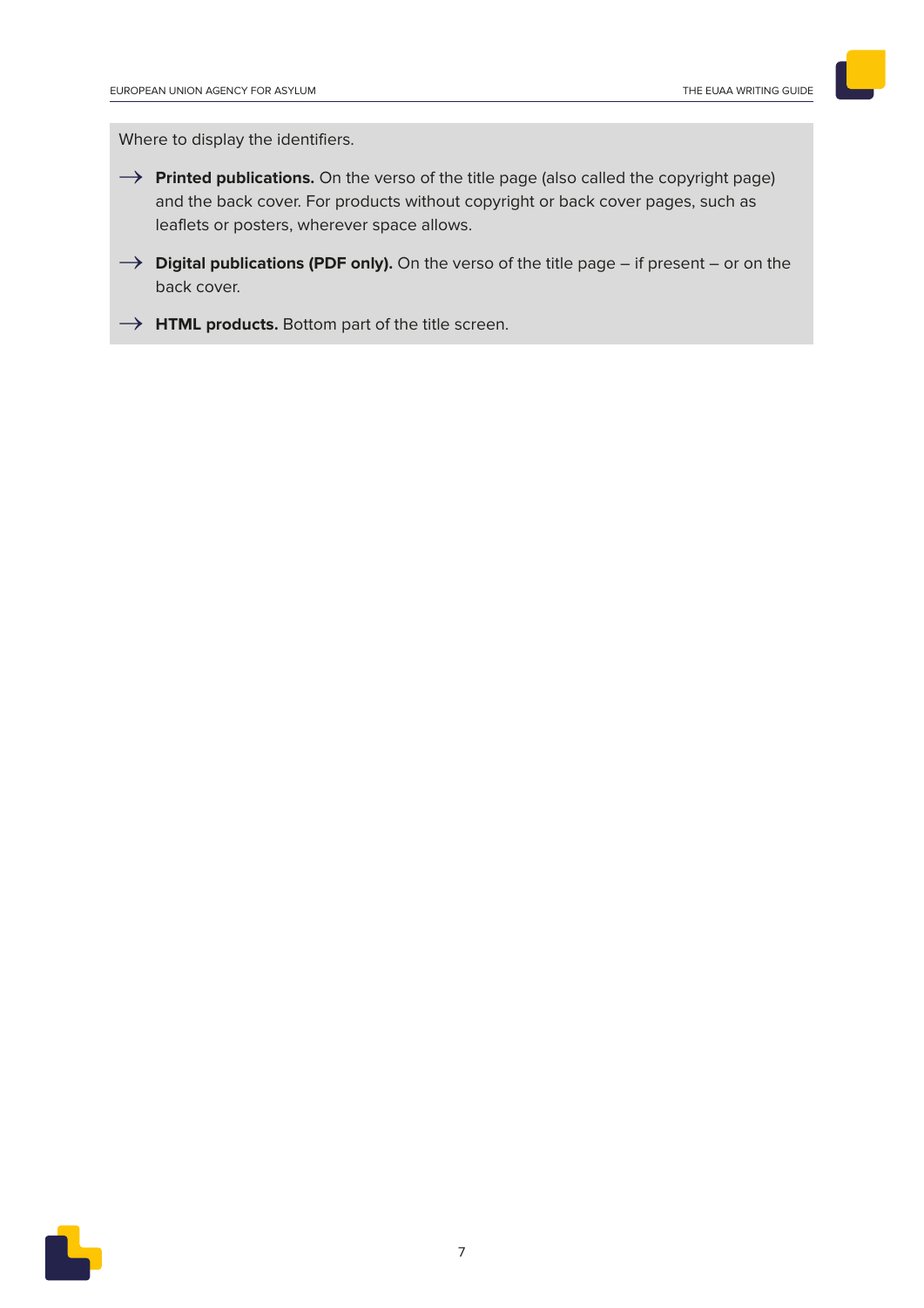Where to display the identifiers.

- **Printed publications.** On the verso of the title page (also called the copyright page) and the back cover. For products without copyright or back cover pages, such as leaflets or posters, wherever space allows.
- **Digital publications (PDF only).** On the verso of the title page – if present – or on the back cover.
- **HTML products.** Bottom part of the title screen.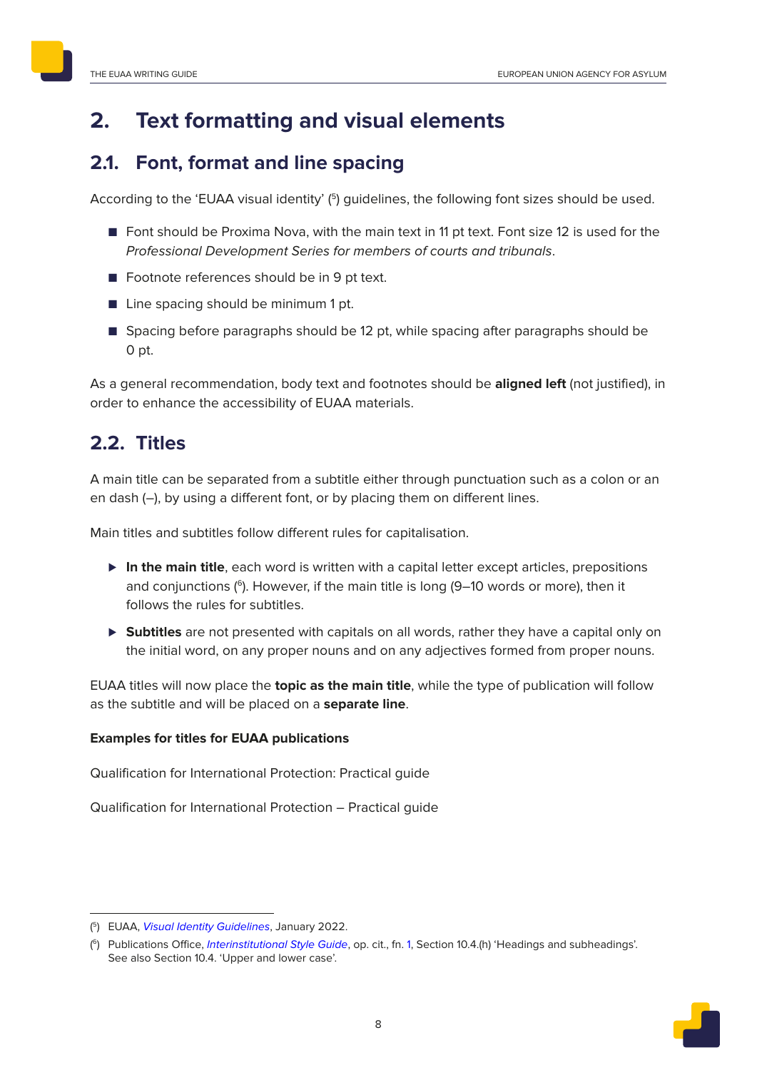# 2. Text formatting and visual elements

## 2.1. Font, format and line spacing

According to the 'EUAA visual identity' ([5]) guidelines, the following font sizes should be used.

- Font should be Proxima Nova, with the main text in 11 pt text. Font size 12 is used for the *Professional Development Series for members of courts and tribunals*.
- Footnote references should be in 9 pt text.
- Line spacing should be minimum 1 pt.
- Spacing before paragraphs should be 12 pt, while spacing after paragraphs should be 0 pt.

As a general recommendation, body text and footnotes should be **aligned left** (not justified), in order to enhance the accessibility of EUAA materials.

## 2.2. Titles

A main title can be separated from a subtitle either through punctuation such as a colon or an en dash (–), by using a different font, or by placing them on different lines.

Main titles and subtitles follow different rules for capitalisation.

- **In the main title**, each word is written with a capital letter except articles, prepositions and conjunctions ([6]). However, if the main title is long (9–10 words or more), then it follows the rules for subtitles.
- **Subtitles** are not presented with capitals on all words, rather they have a capital only on the initial word, on any proper nouns and on any adjectives formed from proper nouns.

EUAA titles will now place the **topic as the main title**, while the type of publication will follow as the subtitle and will be placed on a **separate line**.

**Examples for titles for EUAA publications**

Qualification for International Protection: Practical guide

Qualification for International Protection – Practical guide

---

([5]) EUAA, *Visual Identity Guidelines*, January 2022.

([6]) Publications Office, *Interinstitutional Style Guide*, op. cit., fn. 1, Section 10.4.(h) 'Headings and subheadings'. See also Section 10.4. 'Upper and lower case'.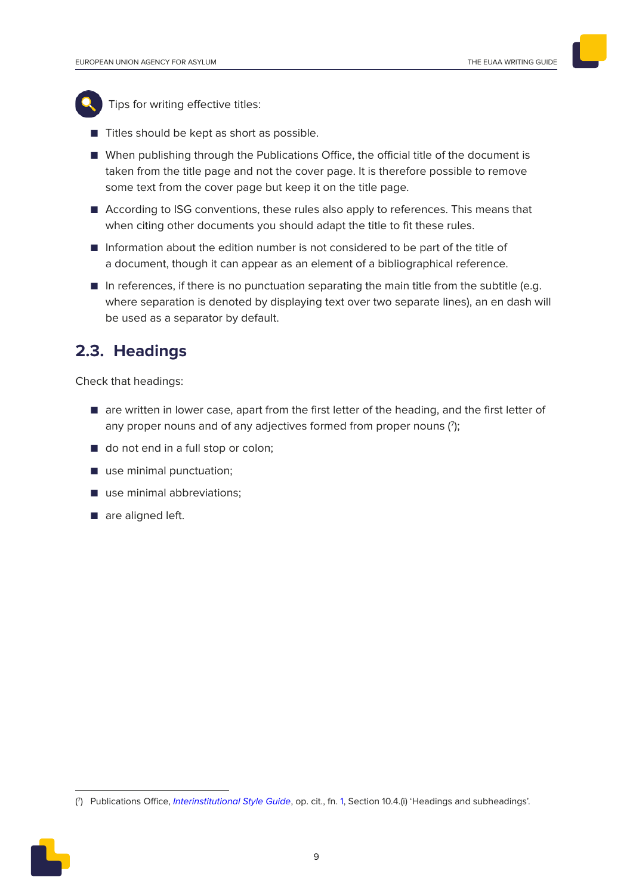Tips for writing effective titles:

- Titles should be kept as short as possible.
- When publishing through the Publications Office, the official title of the document is taken from the title page and not the cover page. It is therefore possible to remove some text from the cover page but keep it on the title page.
- According to ISG conventions, these rules also apply to references. This means that when citing other documents you should adapt the title to fit these rules.
- Information about the edition number is not considered to be part of the title of a document, though it can appear as an element of a bibliographical reference.
- In references, if there is no punctuation separating the main title from the subtitle (e.g. where separation is denoted by displaying text over two separate lines), an en dash will be used as a separator by default.

## 2.3. Headings

Check that headings:

- are written in lower case, apart from the first letter of the heading, and the first letter of any proper nouns and of any adjectives formed from proper nouns ([7]);
- do not end in a full stop or colon;
- use minimal punctuation;
- use minimal abbreviations;
- are aligned left.

([7]) Publications Office, *Interinstitutional Style Guide*, op. cit., fn. 1, Section 10.4.(i) 'Headings and subheadings'.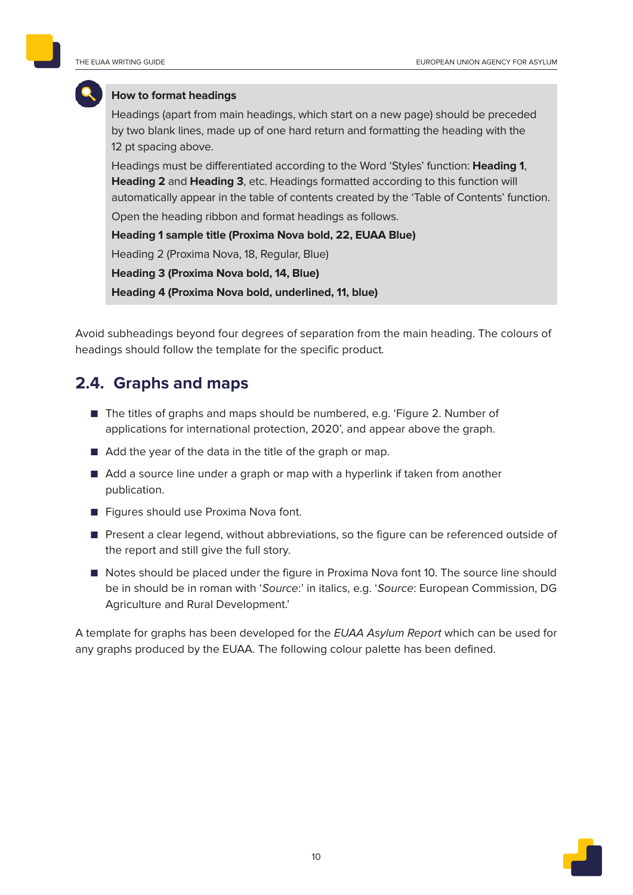**How to format headings**

Headings (apart from main headings, which start on a new page) should be preceded by two blank lines, made up of one hard return and formatting the heading with the 12 pt spacing above.

Headings must be differentiated according to the Word 'Styles' function: **Heading 1**, **Heading 2** and **Heading 3**, etc. Headings formatted according to this function will automatically appear in the table of contents created by the 'Table of Contents' function.

Open the heading ribbon and format headings as follows.

**Heading 1 sample title (Proxima Nova bold, 22, EUAA Blue)**

Heading 2 (Proxima Nova, 18, Regular, Blue)

**Heading 3 (Proxima Nova bold, 14, Blue)**

**Heading 4 (Proxima Nova bold, underlined, 11, blue)**

Avoid subheadings beyond four degrees of separation from the main heading. The colours of headings should follow the template for the specific product.

## 2.4. Graphs and maps

- The titles of graphs and maps should be numbered, e.g. 'Figure 2. Number of applications for international protection, 2020', and appear above the graph.
- Add the year of the data in the title of the graph or map.
- Add a source line under a graph or map with a hyperlink if taken from another publication.
- Figures should use Proxima Nova font.
- Present a clear legend, without abbreviations, so the figure can be referenced outside of the report and still give the full story.
- Notes should be placed under the figure in Proxima Nova font 10. The source line should be in should be in roman with '*Source*:' in italics, e.g. '*Source*: European Commission, DG Agriculture and Rural Development.'

A template for graphs has been developed for the *EUAA Asylum Report* which can be used for any graphs produced by the EUAA. The following colour palette has been defined.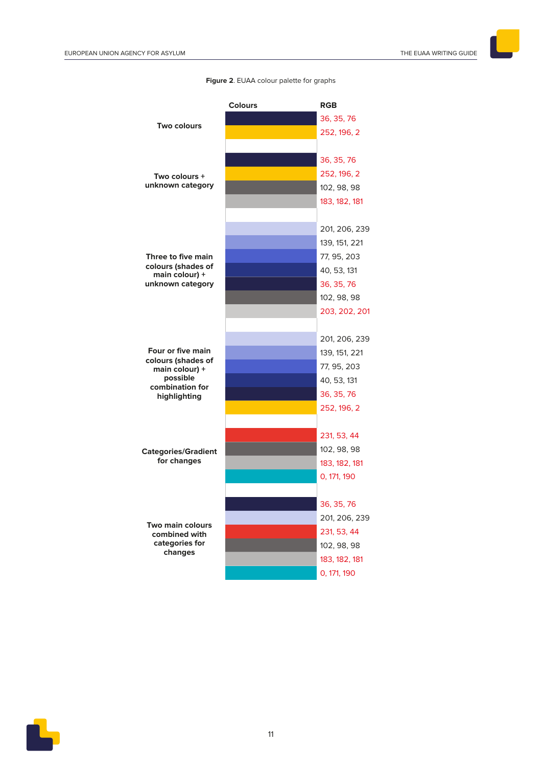**Figure 2**. EUAA colour palette for graphs

| | Colours | RGB |
|---|---|---|
| Two colours | | 36, 35, 76 |
| | | 252, 196, 2 |
| Two colours + unknown category | | 36, 35, 76 |
| | | 252, 196, 2 |
| | | 102, 98, 98 |
| | | 183, 182, 181 |
| Three to five main colours (shades of main colour) + unknown category | | 201, 206, 239 |
| | | 139, 151, 221 |
| | | 77, 95, 203 |
| | | 40, 53, 131 |
| | | 36, 35, 76 |
| | | 102, 98, 98 |
| | | 203, 202, 201 |
| Four or five main colours (shades of main colour) + possible combination for highlighting | | 201, 206, 239 |
| | | 139, 151, 221 |
| | | 77, 95, 203 |
| | | 40, 53, 131 |
| | | 36, 35, 76 |
| | | 252, 196, 2 |
| Categories/Gradient for changes | | 231, 53, 44 |
| | | 102, 98, 98 |
| | | 183, 182, 181 |
| | | 0, 171, 190 |
| Two main colours combined with categories for changes | | 36, 35, 76 |
| | | 201, 206, 239 |
| | | 231, 53, 44 |
| | | 102, 98, 98 |
| | | 183, 182, 181 |
| | | 0, 171, 190 |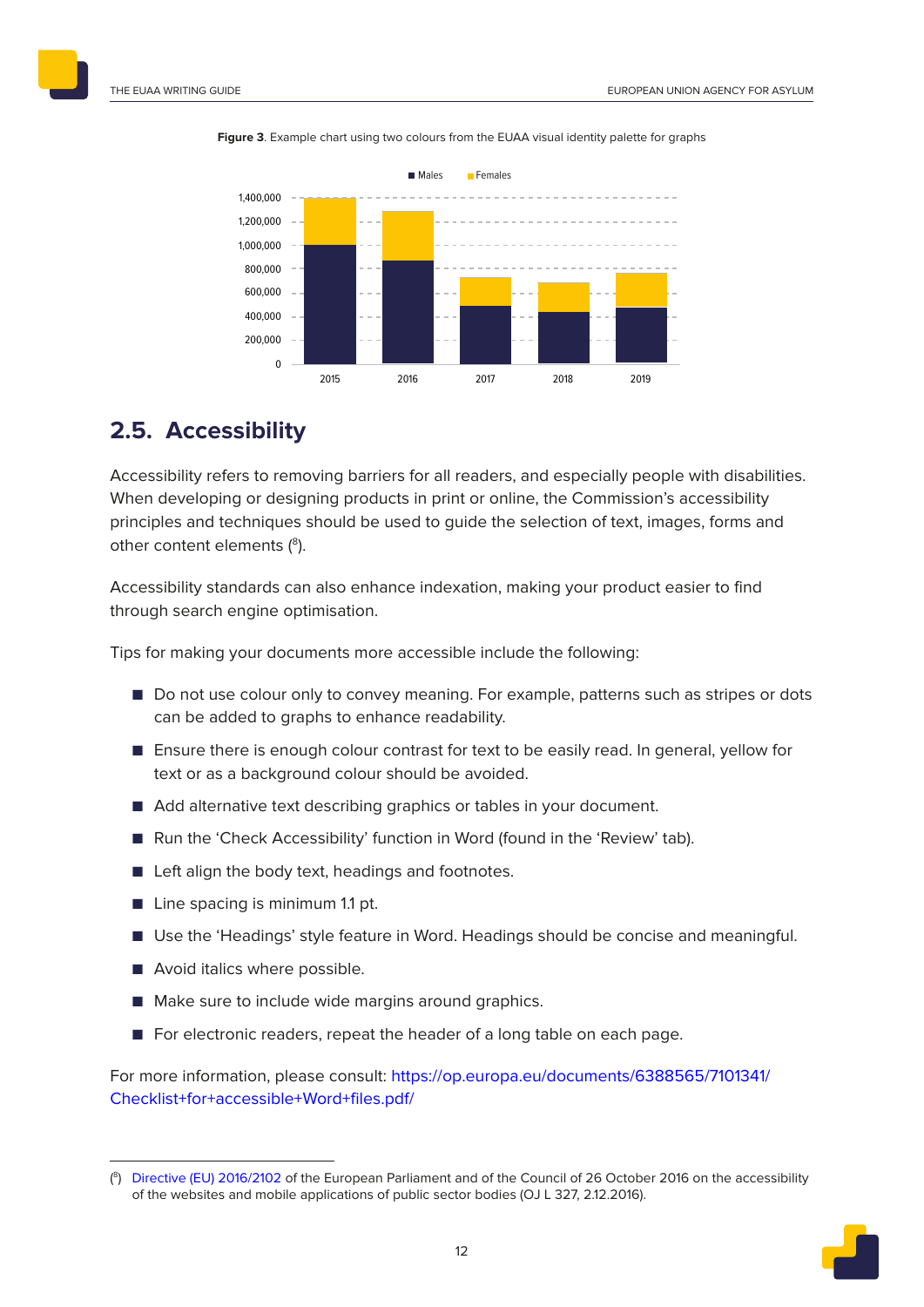**Figure 3**. Example chart using two colours from the EUAA visual identity palette for graphs

## 2.5. Accessibility

Accessibility refers to removing barriers for all readers, and especially people with disabilities. When developing or designing products in print or online, the Commission's accessibility principles and techniques should be used to guide the selection of text, images, forms and other content elements ([8]).

Accessibility standards can also enhance indexation, making your product easier to find through search engine optimisation.

Tips for making your documents more accessible include the following:

- Do not use colour only to convey meaning. For example, patterns such as stripes or dots can be added to graphs to enhance readability.
- Ensure there is enough colour contrast for text to be easily read. In general, yellow for text or as a background colour should be avoided.
- Add alternative text describing graphics or tables in your document.
- Run the 'Check Accessibility' function in Word (found in the 'Review' tab).
- Left align the body text, headings and footnotes.
- Line spacing is minimum 1.1 pt.
- Use the 'Headings' style feature in Word. Headings should be concise and meaningful.
- Avoid italics where possible.
- Make sure to include wide margins around graphics.
- For electronic readers, repeat the header of a long table on each page.

For more information, please consult: https://op.europa.eu/documents/6388565/7101341/Checklist+for+accessible+Word+files.pdf/

([8]) Directive (EU) 2016/2102 of the European Parliament and of the Council of 26 October 2016 on the accessibility of the websites and mobile applications of public sector bodies (OJ L 327, 2.12.2016).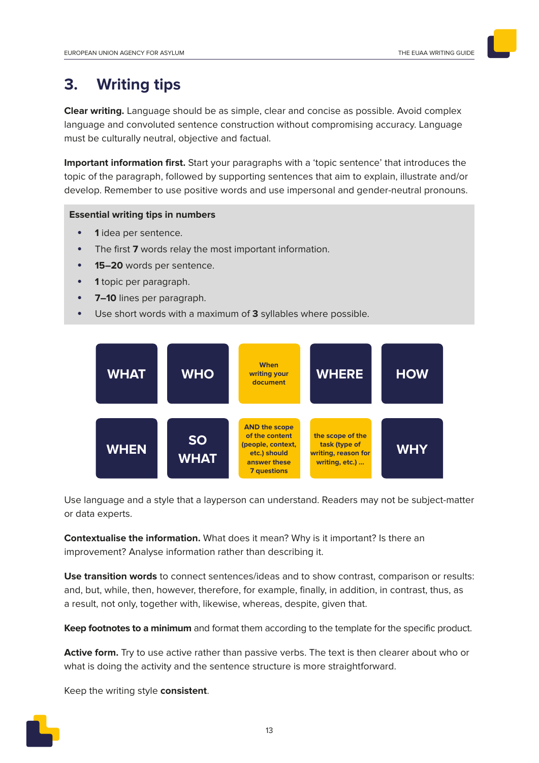# 3. Writing tips

**Clear writing.** Language should be as simple, clear and concise as possible. Avoid complex language and convoluted sentence construction without compromising accuracy. Language must be culturally neutral, objective and factual.

**Important information first.** Start your paragraphs with a 'topic sentence' that introduces the topic of the paragraph, followed by supporting sentences that aim to explain, illustrate and/or develop. Remember to use positive words and use impersonal and gender-neutral pronouns.

**Essential writing tips in numbers**

- **1** idea per sentence.
- The first **7** words relay the most important information.
- **15–20** words per sentence.
- **1** topic per paragraph.
- **7–10** lines per paragraph.
- Use short words with a maximum of **3** syllables where possible.

| WHAT | WHO | When writing your document | WHERE | HOW |
|---|---|---|---|---|
| WHEN | SO WHAT | AND the scope of the content (people, context, etc.) should answer these 7 questions | the scope of the task (type of writing, reason for writing, etc.) ... | WHY |

Use language and a style that a layperson can understand. Readers may not be subject-matter or data experts.

**Contextualise the information.** What does it mean? Why is it important? Is there an improvement? Analyse information rather than describing it.

**Use transition words** to connect sentences/ideas and to show contrast, comparison or results: and, but, while, then, however, therefore, for example, finally, in addition, in contrast, thus, as a result, not only, together with, likewise, whereas, despite, given that.

**Keep footnotes to a minimum** and format them according to the template for the specific product.

**Active form.** Try to use active rather than passive verbs. The text is then clearer about who or what is doing the activity and the sentence structure is more straightforward.

Keep the writing style **consistent**.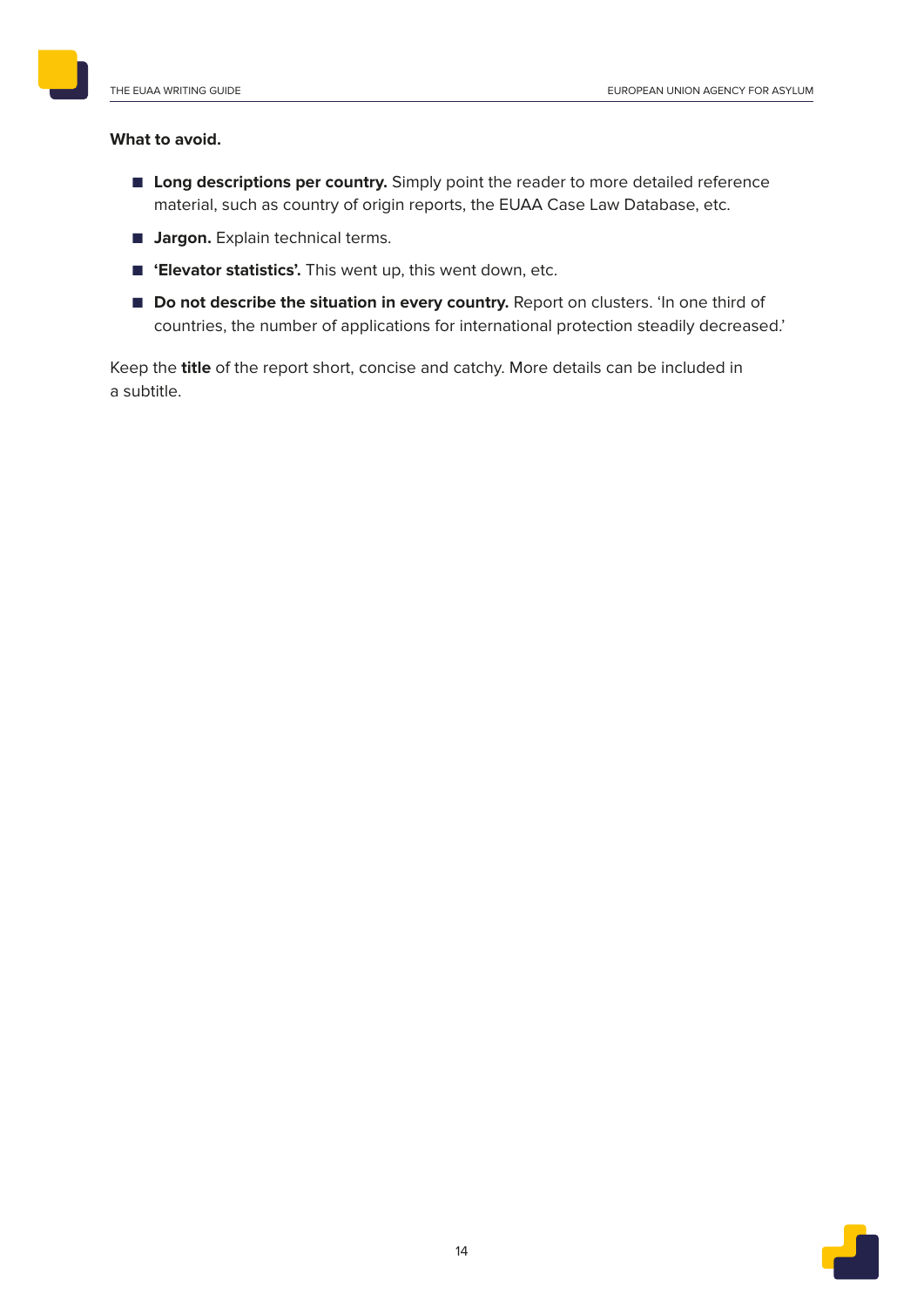**What to avoid.**

- **Long descriptions per country.** Simply point the reader to more detailed reference material, such as country of origin reports, the EUAA Case Law Database, etc.
- **Jargon.** Explain technical terms.
- **'Elevator statistics'.** This went up, this went down, etc.
- **Do not describe the situation in every country.** Report on clusters. 'In one third of countries, the number of applications for international protection steadily decreased.'

Keep the **title** of the report short, concise and catchy. More details can be included in a subtitle.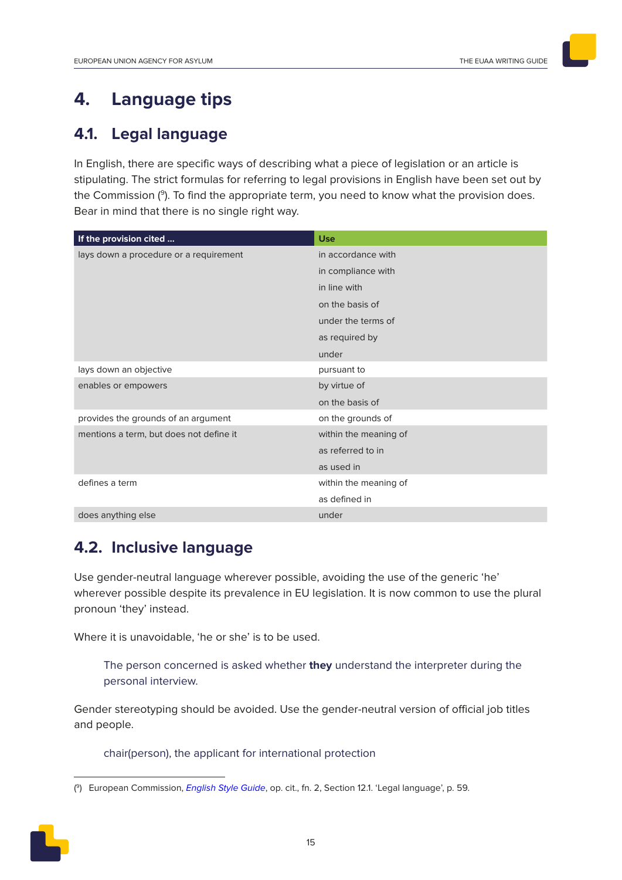# 4. Language tips

## 4.1. Legal language

In English, there are specific ways of describing what a piece of legislation or an article is stipulating. The strict formulas for referring to legal provisions in English have been set out by the Commission ([9]). To find the appropriate term, you need to know what the provision does. Bear in mind that there is no single right way.

| If the provision cited ... | Use |
|---|---|
| lays down a procedure or a requirement | in accordance with |
| | in compliance with |
| | in line with |
| | on the basis of |
| | under the terms of |
| | as required by |
| | under |
| lays down an objective | pursuant to |
| enables or empowers | by virtue of |
| | on the basis of |
| provides the grounds of an argument | on the grounds of |
| mentions a term, but does not define it | within the meaning of |
| | as referred to in |
| | as used in |
| defines a term | within the meaning of |
| | as defined in |
| does anything else | under |

## 4.2. Inclusive language

Use gender-neutral language wherever possible, avoiding the use of the generic 'he' wherever possible despite its prevalence in EU legislation. It is now common to use the plural pronoun 'they' instead.

Where it is unavoidable, 'he or she' is to be used.

> The person concerned is asked whether **they** understand the interpreter during the personal interview.

Gender stereotyping should be avoided. Use the gender-neutral version of official job titles and people.

> chair(person), the applicant for international protection

---

([9]) European Commission, *English Style Guide*, op. cit., fn. 2, Section 12.1. 'Legal language', p. 59.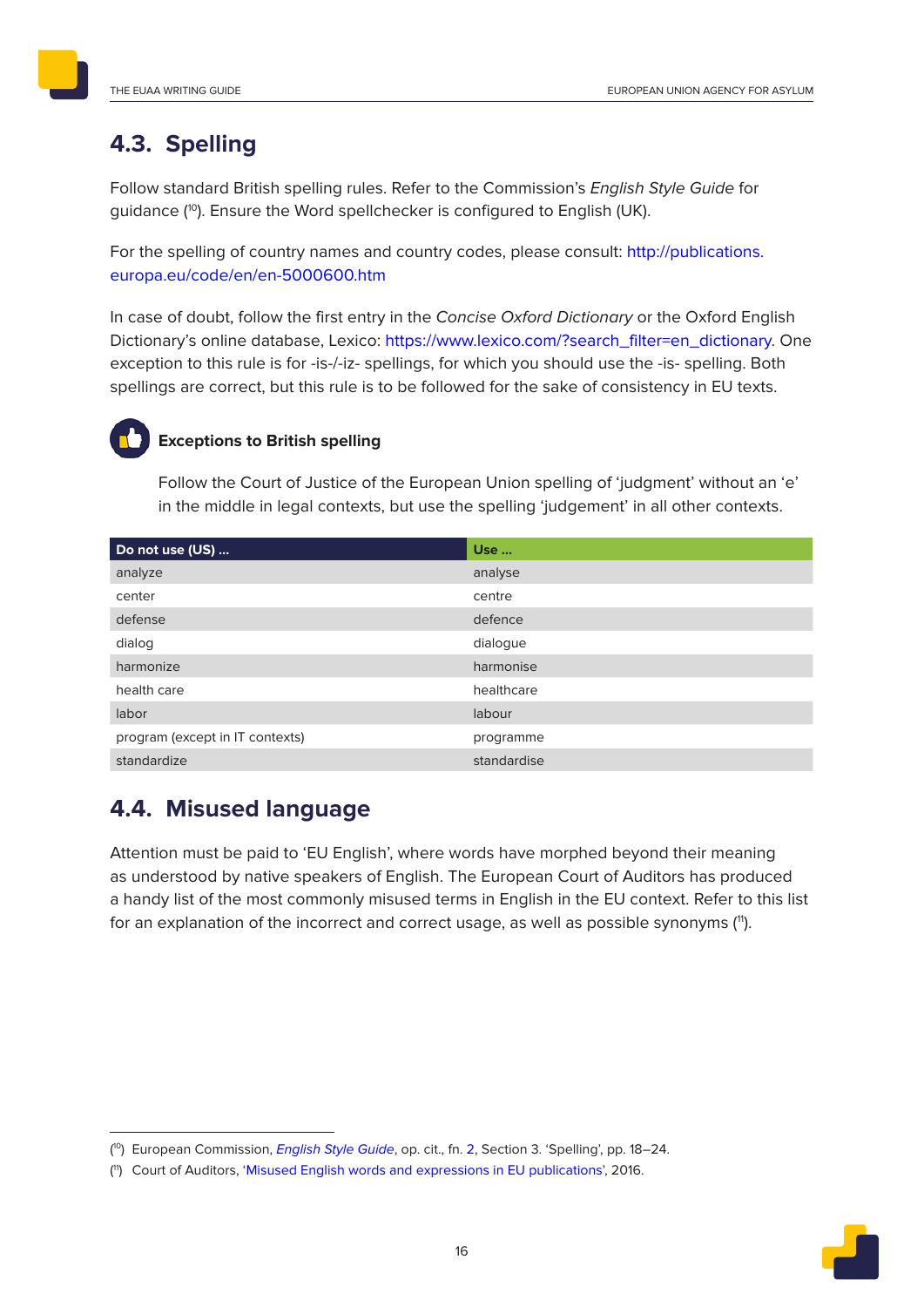## 4.3. Spelling

Follow standard British spelling rules. Refer to the Commission's *English Style Guide* for guidance ([10]). Ensure the Word spellchecker is configured to English (UK).

For the spelling of country names and country codes, please consult: http://publications.europa.eu/code/en/en-5000600.htm

In case of doubt, follow the first entry in the *Concise Oxford Dictionary* or the Oxford English Dictionary's online database, Lexico: https://www.lexico.com/?search_filter=en_dictionary. One exception to this rule is for -is-/-iz- spellings, for which you should use the -is- spelling. Both spellings are correct, but this rule is to be followed for the sake of consistency in EU texts.

**Exceptions to British spelling**

Follow the Court of Justice of the European Union spelling of 'judgment' without an 'e' in the middle in legal contexts, but use the spelling 'judgement' in all other contexts.

| Do not use (US) ... | Use ... |
|---|---|
| analyze | analyse |
| center | centre |
| defense | defence |
| dialog | dialogue |
| harmonize | harmonise |
| health care | healthcare |
| labor | labour |
| program (except in IT contexts) | programme |
| standardize | standardise |

## 4.4. Misused language

Attention must be paid to 'EU English', where words have morphed beyond their meaning as understood by native speakers of English. The European Court of Auditors has produced a handy list of the most commonly misused terms in English in the EU context. Refer to this list for an explanation of the incorrect and correct usage, as well as possible synonyms ([11]).

---

([10]) European Commission, *English Style Guide*, op. cit., fn. 2, Section 3. 'Spelling', pp. 18–24.

([11]) Court of Auditors, 'Misused English words and expressions in EU publications', 2016.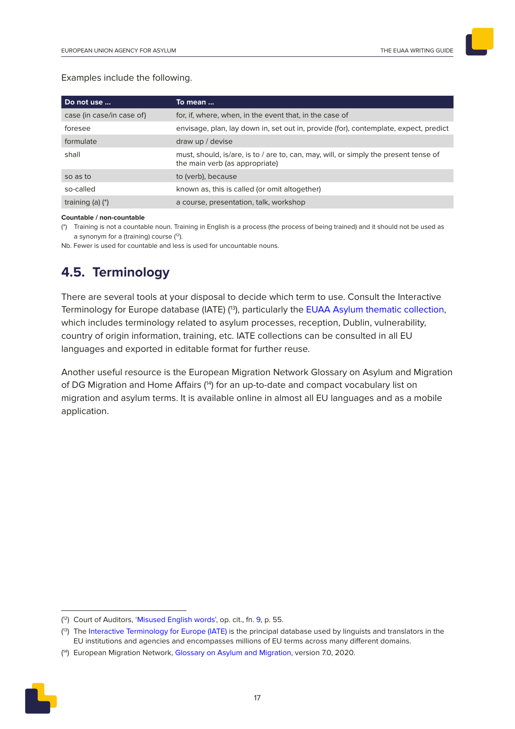Examples include the following.

| Do not use ... | To mean ... |
|---|---|
| case (in case/in case of) | for, if, where, when, in the event that, in the case of |
| foresee | envisage, plan, lay down in, set out in, provide (for), contemplate, expect, predict |
| formulate | draw up / devise |
| shall | must, should, is/are, is to / are to, can, may, will, or simply the present tense of the main verb (as appropriate) |
| so as to | to (verb), because |
| so-called | known as, this is called (or omit altogether) |
| training (a) (*) | a course, presentation, talk, workshop |

**Countable / non-countable**

(*) Training is not a countable noun. Training in English is a process (the process of being trained) and it should not be used as a synonym for a (training) course ([12]).

Nb. Fewer is used for countable and less is used for uncountable nouns.

## 4.5. Terminology

There are several tools at your disposal to decide which term to use. Consult the Interactive Terminology for Europe database (IATE) ([13]), particularly the EUAA Asylum thematic collection, which includes terminology related to asylum processes, reception, Dublin, vulnerability, country of origin information, training, etc. IATE collections can be consulted in all EU languages and exported in editable format for further reuse.

Another useful resource is the European Migration Network Glossary on Asylum and Migration of DG Migration and Home Affairs ([14]) for an up-to-date and compact vocabulary list on migration and asylum terms. It is available online in almost all EU languages and as a mobile application.

---

([12]) Court of Auditors, 'Misused English words', op. cit., fn. 9, p. 55.

([13]) The Interactive Terminology for Europe (IATE) is the principal database used by linguists and translators in the EU institutions and agencies and encompasses millions of EU terms across many different domains.

([14]) European Migration Network, Glossary on Asylum and Migration, version 7.0, 2020.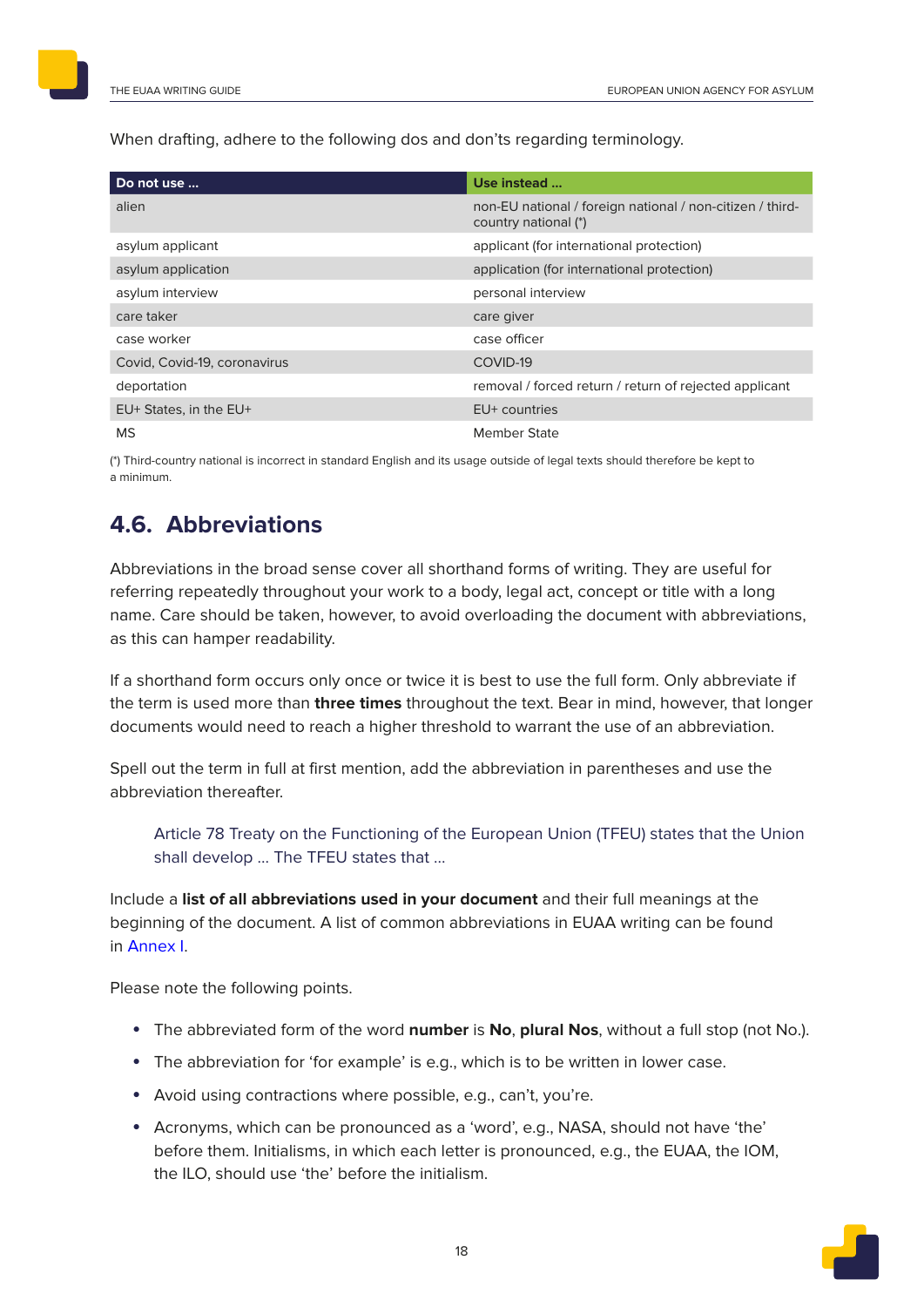When drafting, adhere to the following dos and don'ts regarding terminology.

| Do not use ... | Use instead ... |
|---|---|
| alien | non-EU national / foreign national / non-citizen / third-country national (*) |
| asylum applicant | applicant (for international protection) |
| asylum application | application (for international protection) |
| asylum interview | personal interview |
| care taker | care giver |
| case worker | case officer |
| Covid, Covid-19, coronavirus | COVID-19 |
| deportation | removal / forced return / return of rejected applicant |
| EU+ States, in the EU+ | EU+ countries |
| MS | Member State |

(*) Third-country national is incorrect in standard English and its usage outside of legal texts should therefore be kept to a minimum.

## 4.6. Abbreviations

Abbreviations in the broad sense cover all shorthand forms of writing. They are useful for referring repeatedly throughout your work to a body, legal act, concept or title with a long name. Care should be taken, however, to avoid overloading the document with abbreviations, as this can hamper readability.

If a shorthand form occurs only once or twice it is best to use the full form. Only abbreviate if the term is used more than **three times** throughout the text. Bear in mind, however, that longer documents would need to reach a higher threshold to warrant the use of an abbreviation.

Spell out the term in full at first mention, add the abbreviation in parentheses and use the abbreviation thereafter.

> Article 78 Treaty on the Functioning of the European Union (TFEU) states that the Union shall develop ... The TFEU states that ...

Include a **list of all abbreviations used in your document** and their full meanings at the beginning of the document. A list of common abbreviations in EUAA writing can be found in Annex I.

Please note the following points.

- The abbreviated form of the word **number** is **No**, **plural Nos**, without a full stop (not No.).
- The abbreviation for 'for example' is e.g., which is to be written in lower case.
- Avoid using contractions where possible, e.g., can't, you're.
- Acronyms, which can be pronounced as a 'word', e.g., NASA, should not have 'the' before them. Initialisms, in which each letter is pronounced, e.g., the EUAA, the IOM, the ILO, should use 'the' before the initialism.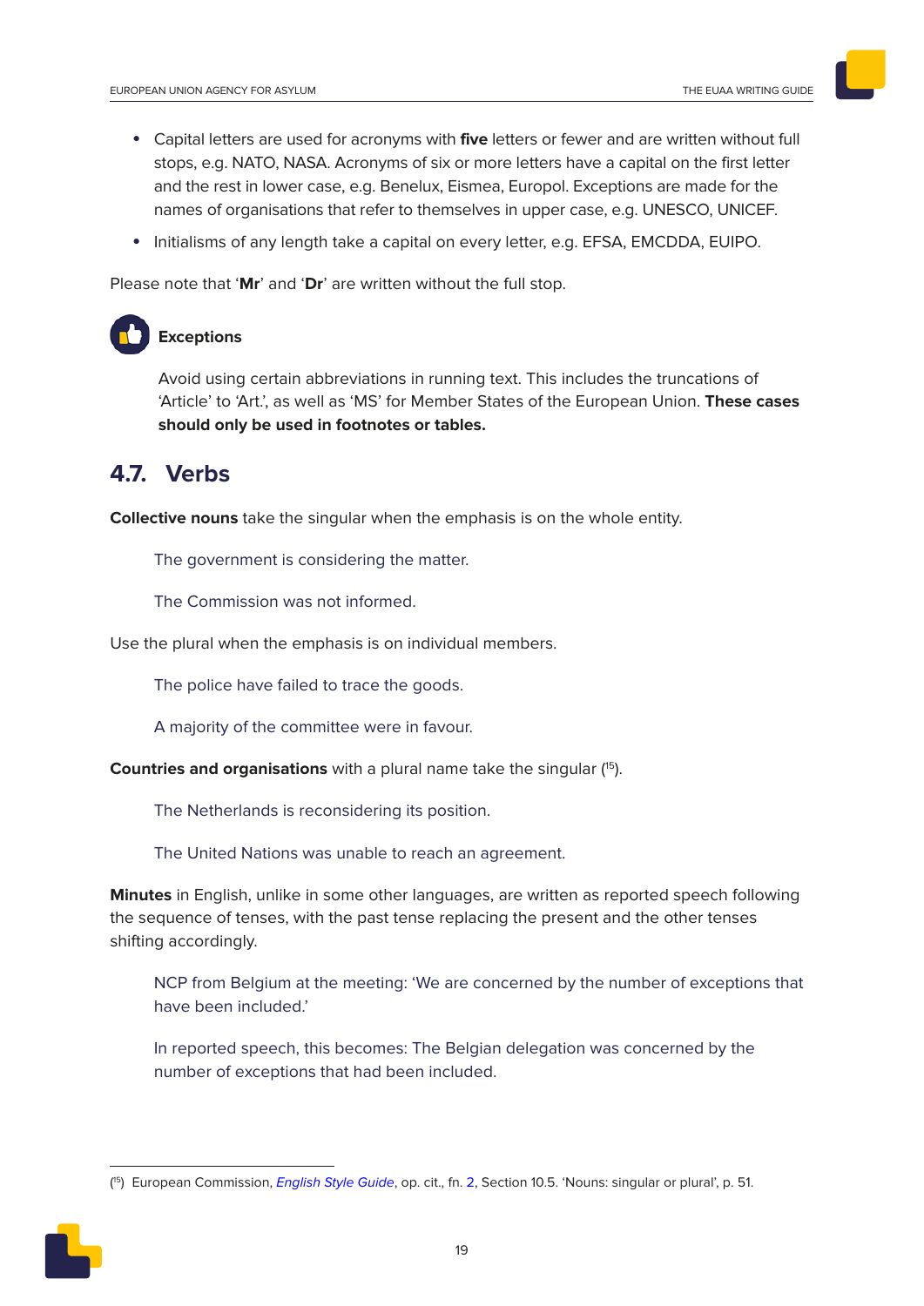- Capital letters are used for acronyms with **five** letters or fewer and are written without full stops, e.g. NATO, NASA. Acronyms of six or more letters have a capital on the first letter and the rest in lower case, e.g. Benelux, Eismea, Europol. Exceptions are made for the names of organisations that refer to themselves in upper case, e.g. UNESCO, UNICEF.
- Initialisms of any length take a capital on every letter, e.g. EFSA, EMCDDA, EUIPO.

Please note that '**Mr**' and '**Dr**' are written without the full stop.

**Exceptions**

Avoid using certain abbreviations in running text. This includes the truncations of 'Article' to 'Art.', as well as 'MS' for Member States of the European Union. **These cases should only be used in footnotes or tables.**

## 4.7. Verbs

**Collective nouns** take the singular when the emphasis is on the whole entity.

The government is considering the matter.

The Commission was not informed.

Use the plural when the emphasis is on individual members.

The police have failed to trace the goods.

A majority of the committee were in favour.

**Countries and organisations** with a plural name take the singular ([15]).

The Netherlands is reconsidering its position.

The United Nations was unable to reach an agreement.

**Minutes** in English, unlike in some other languages, are written as reported speech following the sequence of tenses, with the past tense replacing the present and the other tenses shifting accordingly.

NCP from Belgium at the meeting: 'We are concerned by the number of exceptions that have been included.'

In reported speech, this becomes: The Belgian delegation was concerned by the number of exceptions that had been included.

---

([15]) European Commission, *English Style Guide*, op. cit., fn. 2, Section 10.5. 'Nouns: singular or plural', p. 51.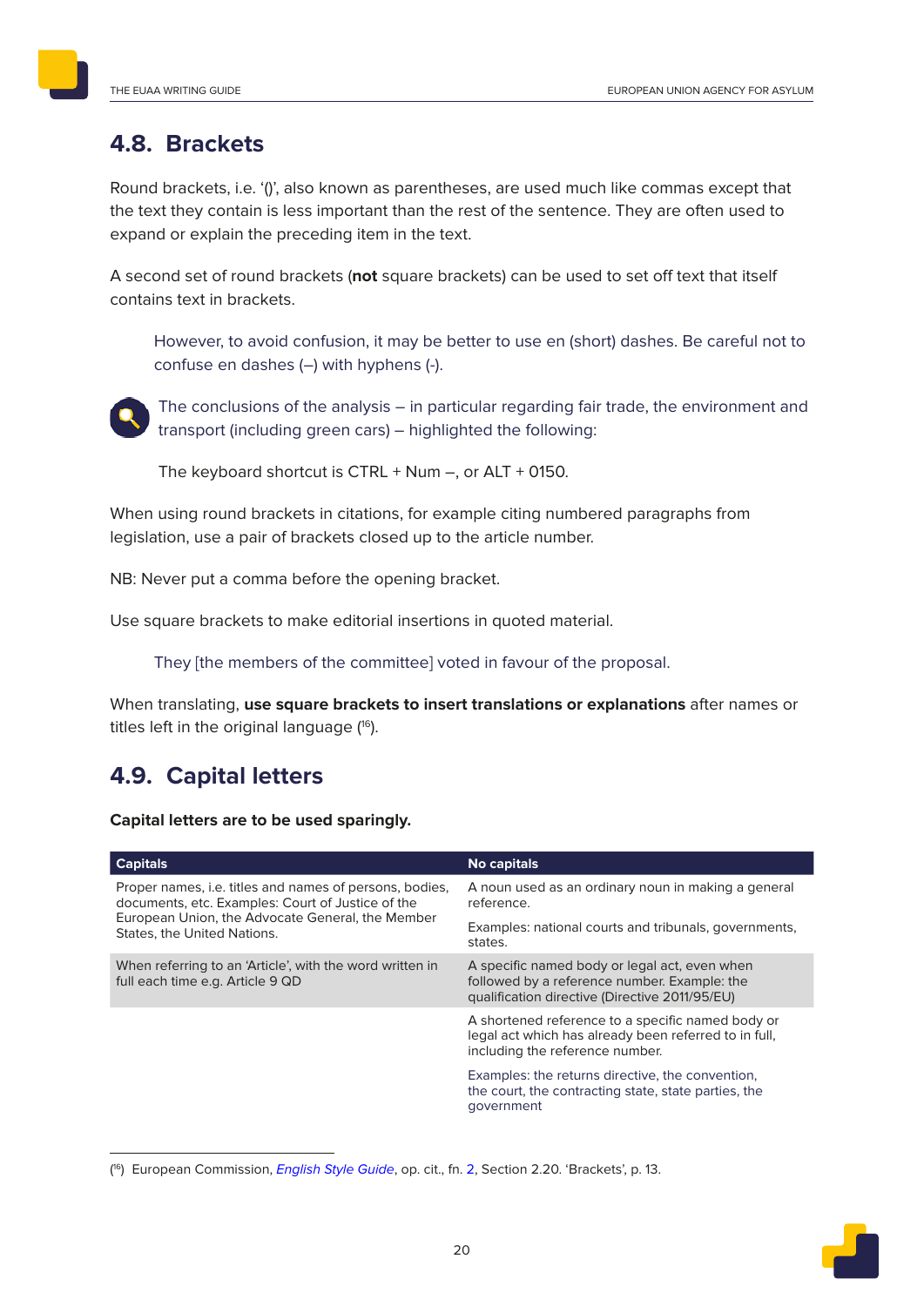## 4.8. Brackets

Round brackets, i.e. '()', also known as parentheses, are used much like commas except that the text they contain is less important than the rest of the sentence. They are often used to expand or explain the preceding item in the text.

A second set of round brackets (**not** square brackets) can be used to set off text that itself contains text in brackets.

> However, to avoid confusion, it may be better to use en (short) dashes. Be careful not to confuse en dashes (–) with hyphens (-).

> The conclusions of the analysis – in particular regarding fair trade, the environment and transport (including green cars) – highlighted the following:

> The keyboard shortcut is CTRL + Num –, or ALT + 0150.

When using round brackets in citations, for example citing numbered paragraphs from legislation, use a pair of brackets closed up to the article number.

NB: Never put a comma before the opening bracket.

Use square brackets to make editorial insertions in quoted material.

> They [the members of the committee] voted in favour of the proposal.

When translating, **use square brackets to insert translations or explanations** after names or titles left in the original language ([16]).

## 4.9. Capital letters

**Capital letters are to be used sparingly.**

| Capitals | No capitals |
|---|---|
| Proper names, i.e. titles and names of persons, bodies, documents, etc. Examples: Court of Justice of the European Union, the Advocate General, the Member States, the United Nations. | A noun used as an ordinary noun in making a general reference.<br><br>Examples: national courts and tribunals, governments, states. |
| When referring to an 'Article', with the word written in full each time e.g. Article 9 QD | A specific named body or legal act, even when followed by a reference number. Example: the qualification directive (Directive 2011/95/EU) |
| | A shortened reference to a specific named body or legal act which has already been referred to in full, including the reference number.<br><br>Examples: the returns directive, the convention, the court, the contracting state, state parties, the government |

([16]) European Commission, *English Style Guide*, op. cit., fn. 2, Section 2.20. 'Brackets', p. 13.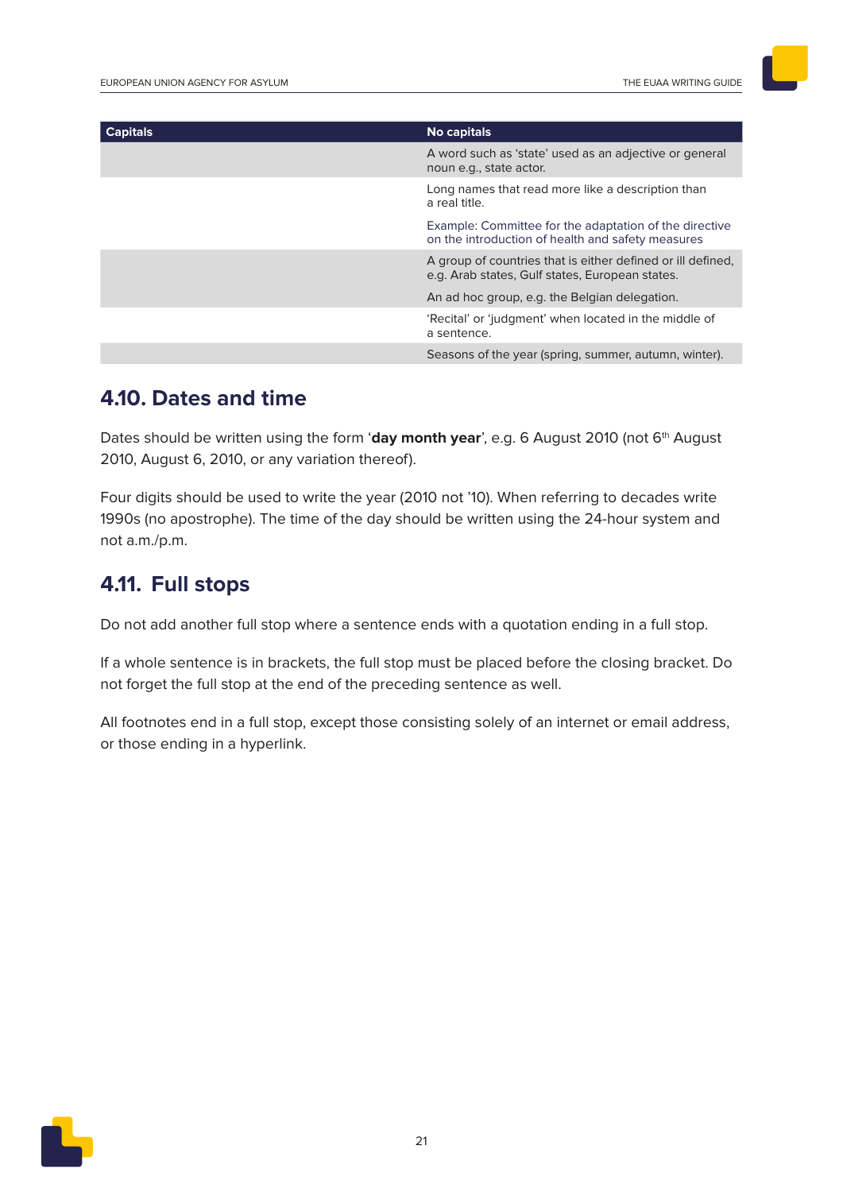| Capitals | No capitals |
|---|---|
| | A word such as 'state' used as an adjective or general noun e.g., state actor. |
| | Long names that read more like a description than a real title.<br><br>Example: Committee for the adaptation of the directive on the introduction of health and safety measures |
| | A group of countries that is either defined or ill defined, e.g. Arab states, Gulf states, European states.<br><br>An ad hoc group, e.g. the Belgian delegation. |
| | 'Recital' or 'judgment' when located in the middle of a sentence. |
| | Seasons of the year (spring, summer, autumn, winter). |

## 4.10. Dates and time

Dates should be written using the form '**day month year**', e.g. 6 August 2010 (not 6th August 2010, August 6, 2010, or any variation thereof).

Four digits should be used to write the year (2010 not '10). When referring to decades write 1990s (no apostrophe). The time of the day should be written using the 24-hour system and not a.m./p.m.

## 4.11. Full stops

Do not add another full stop where a sentence ends with a quotation ending in a full stop.

If a whole sentence is in brackets, the full stop must be placed before the closing bracket. Do not forget the full stop at the end of the preceding sentence as well.

All footnotes end in a full stop, except those consisting solely of an internet or email address, or those ending in a hyperlink.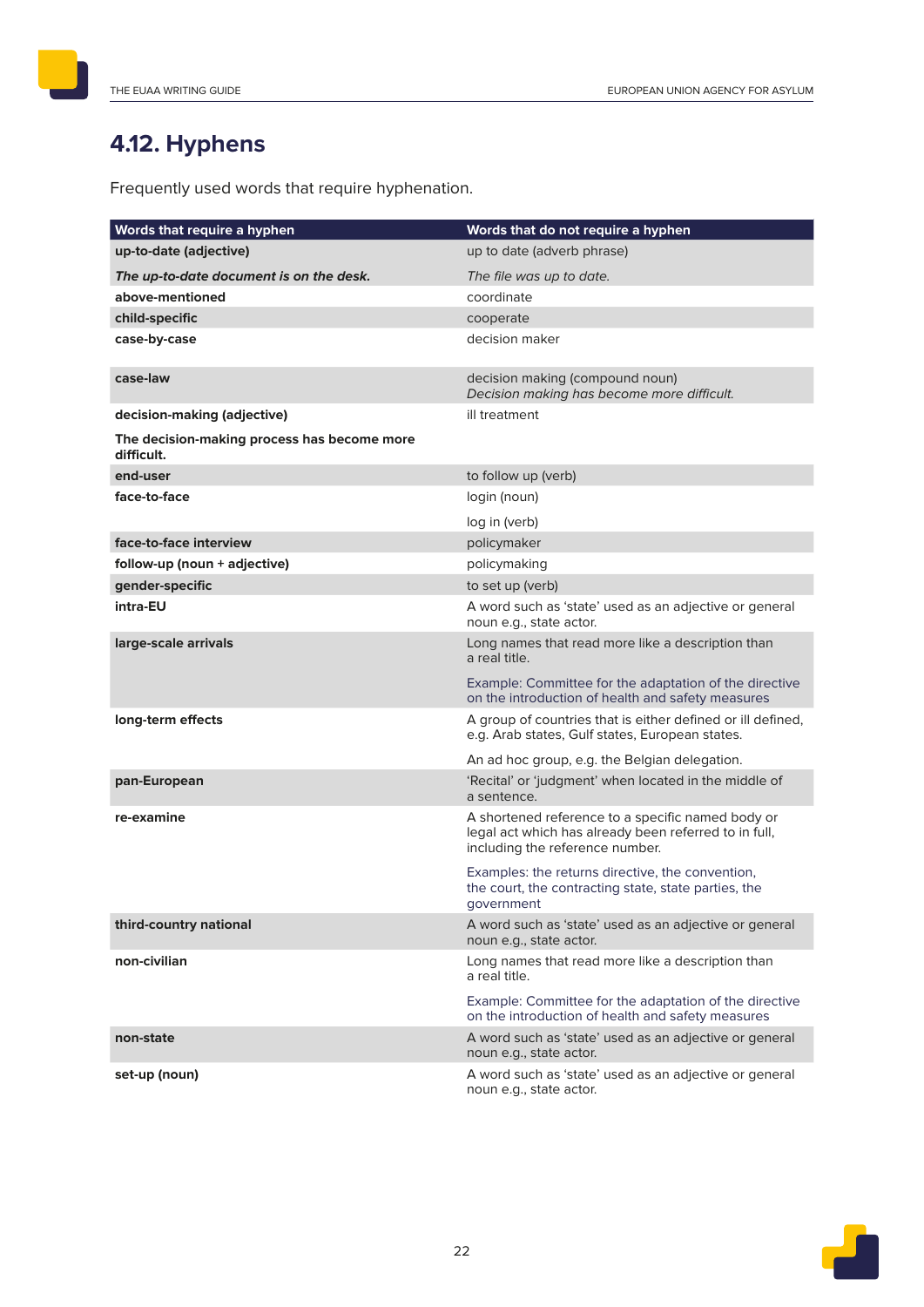## 4.12. Hyphens

Frequently used words that require hyphenation.

| Words that require a hyphen | Words that do not require a hyphen |
|---|---|
| **up-to-date (adjective)** | up to date (adverb phrase) |
| ***The up-to-date document is on the desk.*** | *The file was up to date.* |
| **above-mentioned** | coordinate |
| **child-specific** | cooperate |
| **case-by-case** | decision maker |
| **case-law** | decision making (compound noun)<br>*Decision making has become more difficult.* |
| **decision-making (adjective)** | ill treatment |
| **The decision-making process has become more difficult.** | |
| **end-user** | to follow up (verb) |
| **face-to-face** | login (noun)<br>log in (verb) |
| **face-to-face interview** | policymaker |
| **follow-up (noun + adjective)** | policymaking |
| **gender-specific** | to set up (verb) |
| **intra-EU** | A word such as 'state' used as an adjective or general noun e.g., state actor. |
| **large-scale arrivals** | Long names that read more like a description than a real title.<br>Example: Committee for the adaptation of the directive on the introduction of health and safety measures |
| **long-term effects** | A group of countries that is either defined or ill defined, e.g. Arab states, Gulf states, European states.<br>An ad hoc group, e.g. the Belgian delegation. |
| **pan-European** | 'Recital' or 'judgment' when located in the middle of a sentence. |
| **re-examine** | A shortened reference to a specific named body or legal act which has already been referred to in full, including the reference number.<br>Examples: the returns directive, the convention, the court, the contracting state, state parties, the government |
| **third-country national** | A word such as 'state' used as an adjective or general noun e.g., state actor. |
| **non-civilian** | Long names that read more like a description than a real title.<br>Example: Committee for the adaptation of the directive on the introduction of health and safety measures |
| **non-state** | A word such as 'state' used as an adjective or general noun e.g., state actor. |
| **set-up (noun)** | A word such as 'state' used as an adjective or general noun e.g., state actor. |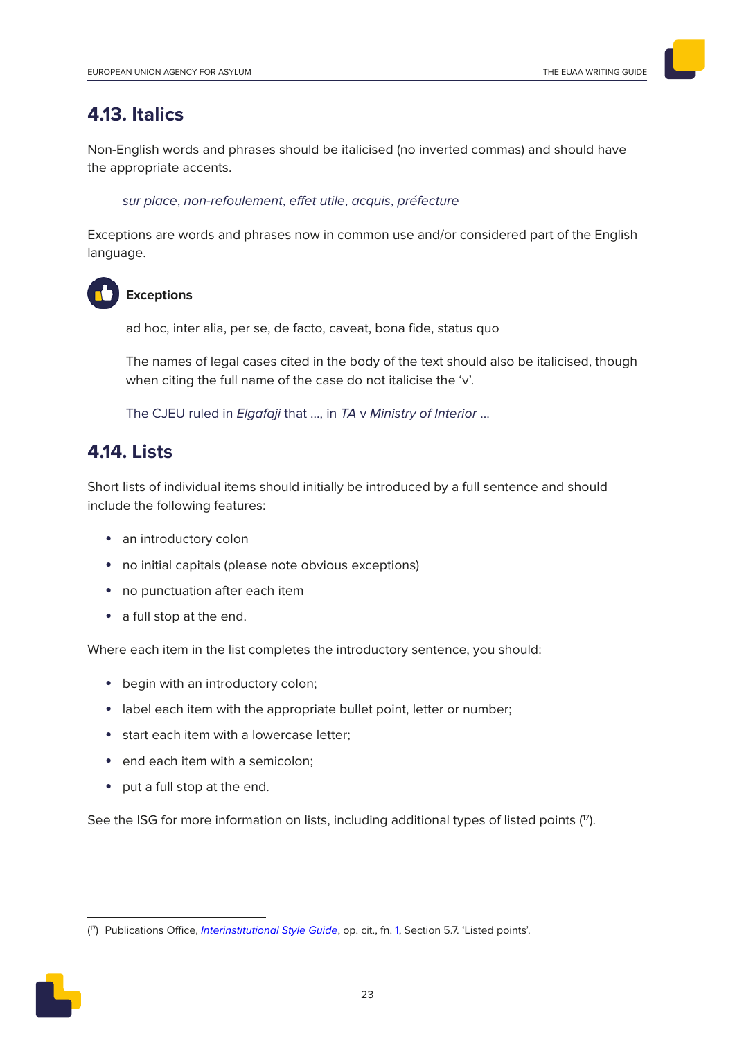## 4.13. Italics

Non-English words and phrases should be italicised (no inverted commas) and should have the appropriate accents.

> *sur place*, *non-refoulement*, *effet utile*, *acquis*, *préfecture*

Exceptions are words and phrases now in common use and/or considered part of the English language.

**Exceptions**

> ad hoc, inter alia, per se, de facto, caveat, bona fide, status quo
>
> The names of legal cases cited in the body of the text should also be italicised, though when citing the full name of the case do not italicise the 'v'.
>
> The CJEU ruled in *Elgafaji* that ..., in *TA* v *Ministry of Interior* ...

## 4.14. Lists

Short lists of individual items should initially be introduced by a full sentence and should include the following features:

- an introductory colon
- no initial capitals (please note obvious exceptions)
- no punctuation after each item
- a full stop at the end.

Where each item in the list completes the introductory sentence, you should:

- begin with an introductory colon;
- label each item with the appropriate bullet point, letter or number;
- start each item with a lowercase letter;
- end each item with a semicolon;
- put a full stop at the end.

See the ISG for more information on lists, including additional types of listed points ([17]).

---

([17]) Publications Office, *Interinstitutional Style Guide*, op. cit., fn. 1, Section 5.7. 'Listed points'.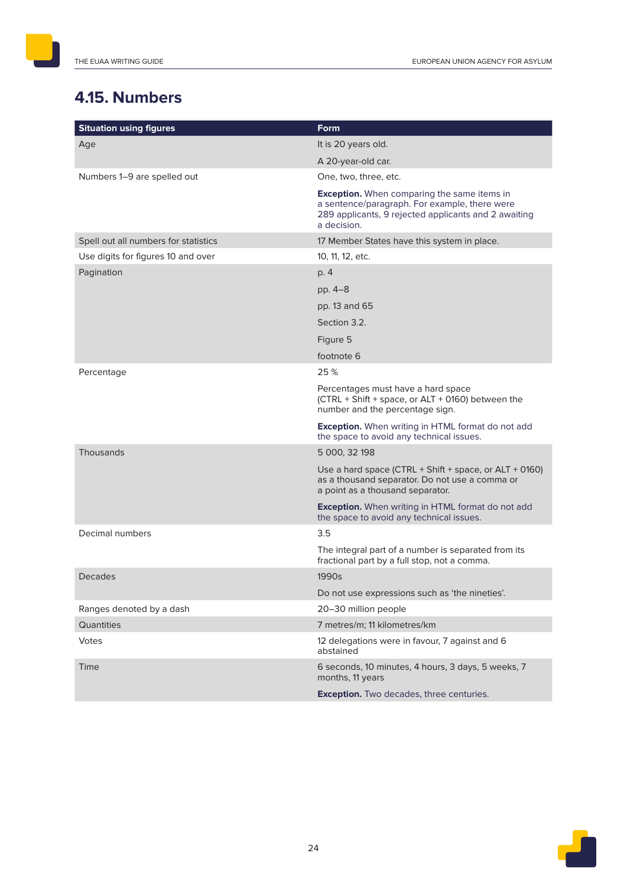## 4.15. Numbers

| Situation using figures | Form |
|---|---|
| Age | It is 20 years old. |
| | A 20-year-old car. |
| Numbers 1–9 are spelled out | One, two, three, etc. |
| | **Exception.** When comparing the same items in a sentence/paragraph. For example, there were 289 applicants, 9 rejected applicants and 2 awaiting a decision. |
| Spell out all numbers for statistics | 17 Member States have this system in place. |
| Use digits for figures 10 and over | 10, 11, 12, etc. |
| Pagination | p. 4 |
| | pp. 4–8 |
| | pp. 13 and 65 |
| | Section 3.2. |
| | Figure 5 |
| | footnote 6 |
| Percentage | 25 % |
| | Percentages must have a hard space (CTRL + Shift + space, or ALT + 0160) between the number and the percentage sign. |
| | **Exception.** When writing in HTML format do not add the space to avoid any technical issues. |
| Thousands | 5 000, 32 198 |
| | Use a hard space (CTRL + Shift + space, or ALT + 0160) as a thousand separator. Do not use a comma or a point as a thousand separator. |
| | **Exception.** When writing in HTML format do not add the space to avoid any technical issues. |
| Decimal numbers | 3.5 |
| | The integral part of a number is separated from its fractional part by a full stop, not a comma. |
| Decades | 1990s |
| | Do not use expressions such as 'the nineties'. |
| Ranges denoted by a dash | 20–30 million people |
| Quantities | 7 metres/m; 11 kilometres/km |
| Votes | 12 delegations were in favour, 7 against and 6 abstained |
| Time | 6 seconds, 10 minutes, 4 hours, 3 days, 5 weeks, 7 months, 11 years |
| | **Exception.** Two decades, three centuries. |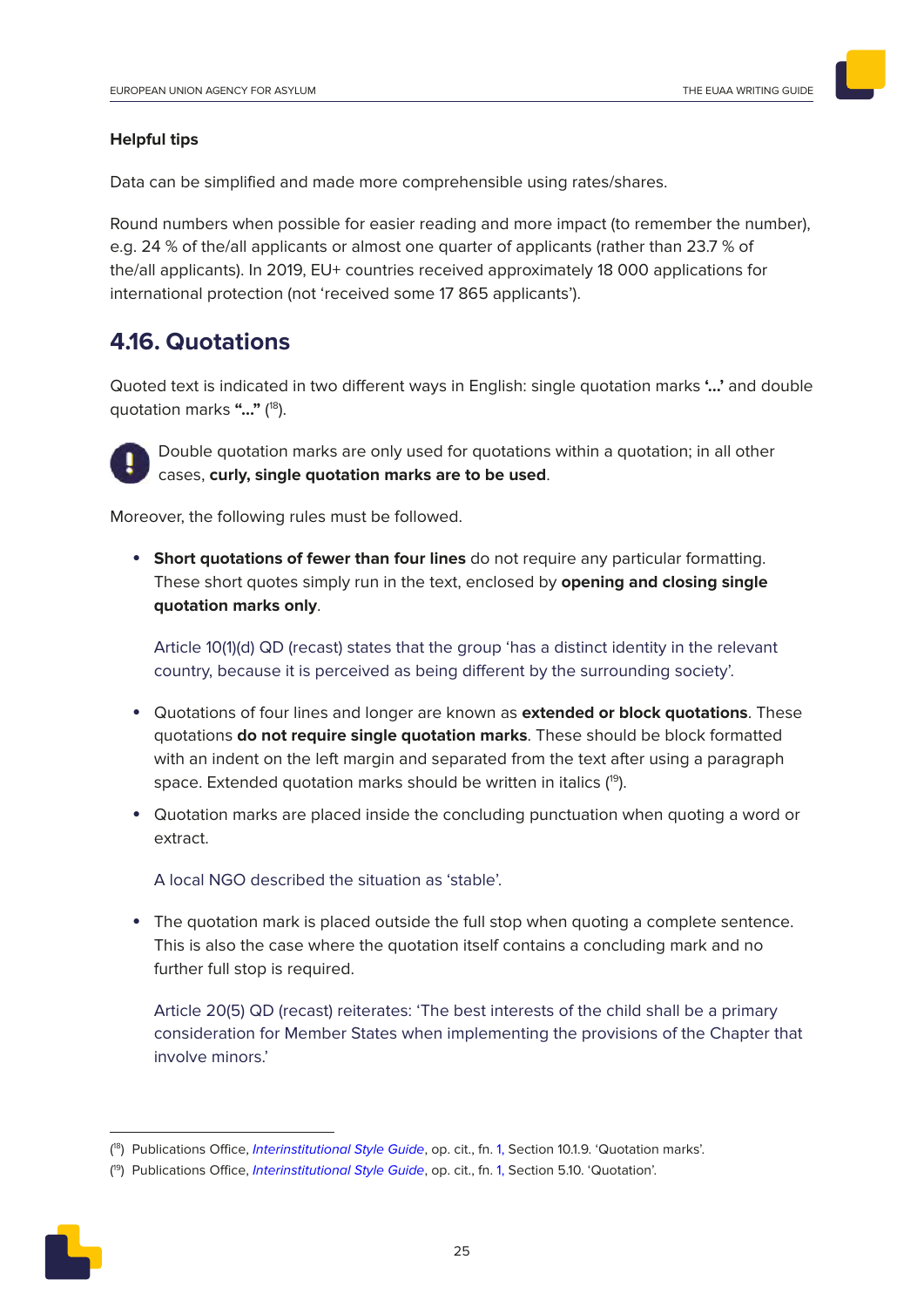**Helpful tips**

Data can be simplified and made more comprehensible using rates/shares.

Round numbers when possible for easier reading and more impact (to remember the number), e.g. 24 % of the/all applicants or almost one quarter of applicants (rather than 23.7 % of the/all applicants). In 2019, EU+ countries received approximately 18 000 applications for international protection (not 'received some 17 865 applicants').

## 4.16. Quotations

Quoted text is indicated in two different ways in English: single quotation marks **'...'** and double quotation marks **"..."** ([18]).

Double quotation marks are only used for quotations within a quotation; in all other cases, **curly, single quotation marks are to be used**.

Moreover, the following rules must be followed.

- **Short quotations of fewer than four lines** do not require any particular formatting. These short quotes simply run in the text, enclosed by **opening and closing single quotation marks only**.

  Article 10(1)(d) QD (recast) states that the group 'has a distinct identity in the relevant country, because it is perceived as being different by the surrounding society'.

- Quotations of four lines and longer are known as **extended or block quotations**. These quotations **do not require single quotation marks**. These should be block formatted with an indent on the left margin and separated from the text after using a paragraph space. Extended quotation marks should be written in italics ([19]).

- Quotation marks are placed inside the concluding punctuation when quoting a word or extract.

  A local NGO described the situation as 'stable'.

- The quotation mark is placed outside the full stop when quoting a complete sentence. This is also the case where the quotation itself contains a concluding mark and no further full stop is required.

  Article 20(5) QD (recast) reiterates: 'The best interests of the child shall be a primary consideration for Member States when implementing the provisions of the Chapter that involve minors.'

---

([18]) Publications Office, *Interinstitutional Style Guide*, op. cit., fn. 1, Section 10.1.9. 'Quotation marks'.

([19]) Publications Office, *Interinstitutional Style Guide*, op. cit., fn. 1, Section 5.10. 'Quotation'.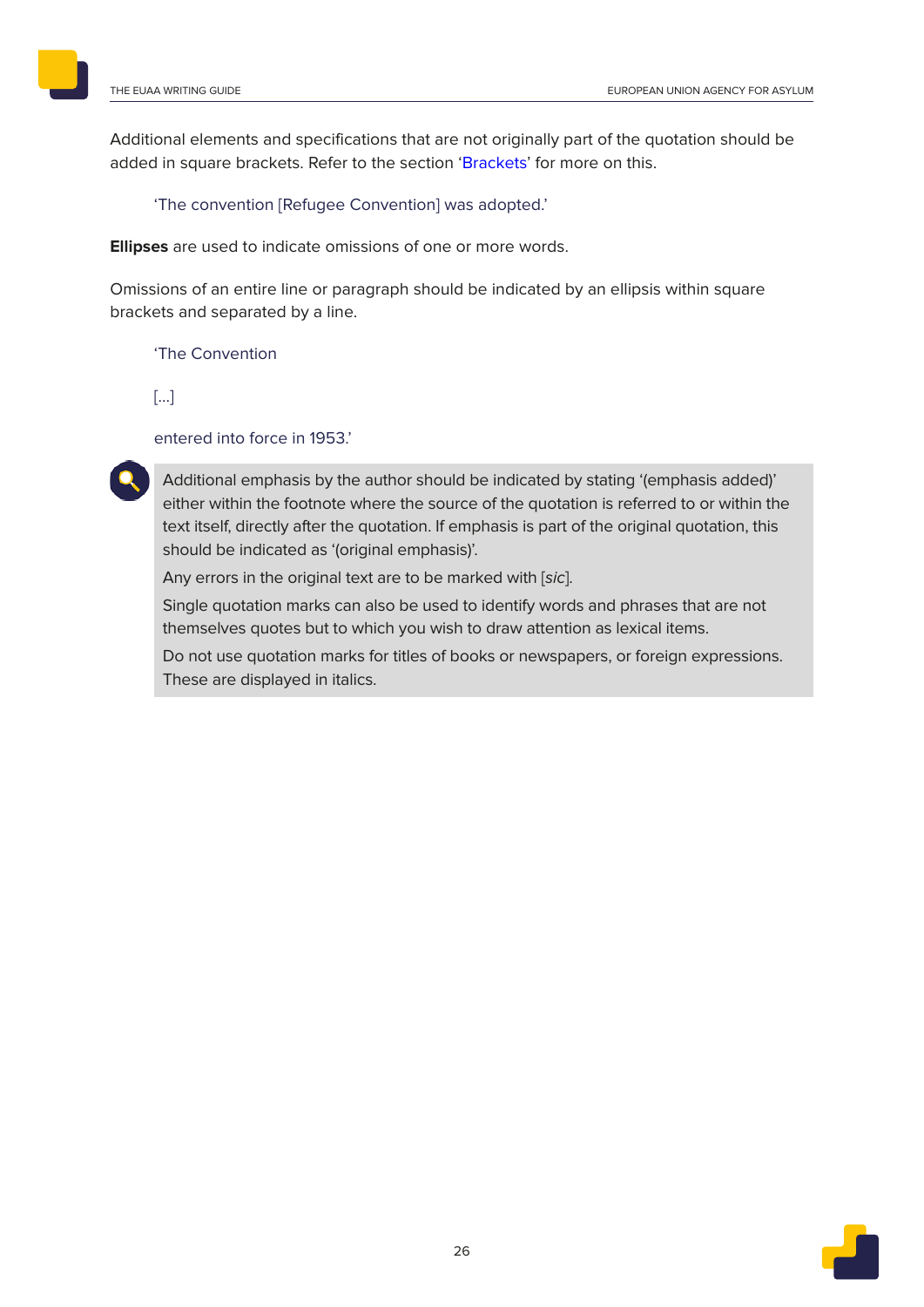Additional elements and specifications that are not originally part of the quotation should be added in square brackets. Refer to the section 'Brackets' for more on this.

> 'The convention [Refugee Convention] was adopted.'

**Ellipses** are used to indicate omissions of one or more words.

Omissions of an entire line or paragraph should be indicated by an ellipsis within square brackets and separated by a line.

> 'The Convention
>
> […]
>
> entered into force in 1953.'

> Additional emphasis by the author should be indicated by stating '(emphasis added)' either within the footnote where the source of the quotation is referred to or within the text itself, directly after the quotation. If emphasis is part of the original quotation, this should be indicated as '(original emphasis)'.
>
> Any errors in the original text are to be marked with [*sic*].
>
> Single quotation marks can also be used to identify words and phrases that are not themselves quotes but to which you wish to draw attention as lexical items.
>
> Do not use quotation marks for titles of books or newspapers, or foreign expressions. These are displayed in italics.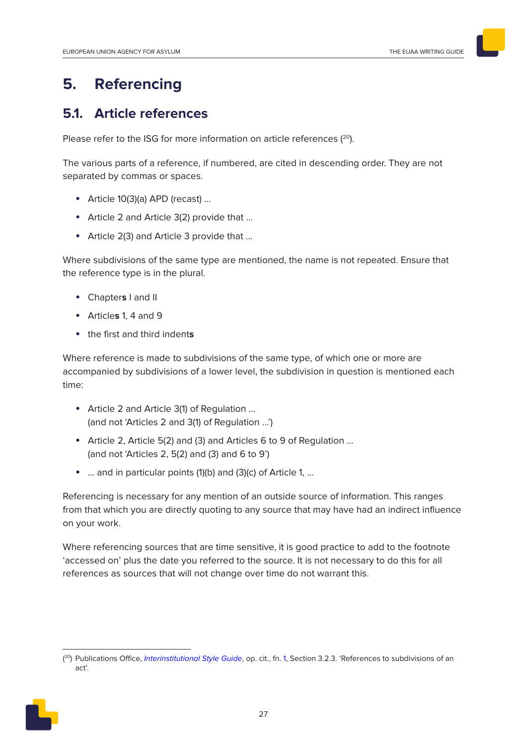# 5. Referencing

## 5.1. Article references

Please refer to the ISG for more information on article references ([20]).

The various parts of a reference, if numbered, are cited in descending order. They are not separated by commas or spaces.

- Article 10(3)(a) APD (recast) …
- Article 2 and Article 3(2) provide that …
- Article 2(3) and Article 3 provide that …

Where subdivisions of the same type are mentioned, the name is not repeated. Ensure that the reference type is in the plural.

- Chapter**s** I and II
- Article**s** 1, 4 and 9
- the first and third indent**s**

Where reference is made to subdivisions of the same type, of which one or more are accompanied by subdivisions of a lower level, the subdivision in question is mentioned each time:

- Article 2 and Article 3(1) of Regulation …
  (and not 'Articles 2 and 3(1) of Regulation …')
- Article 2, Article 5(2) and (3) and Articles 6 to 9 of Regulation …
  (and not 'Articles 2, 5(2) and (3) and 6 to 9')
- … and in particular points (1)(b) and (3)(c) of Article 1, …

Referencing is necessary for any mention of an outside source of information. This ranges from that which you are directly quoting to any source that may have had an indirect influence on your work.

Where referencing sources that are time sensitive, it is good practice to add to the footnote 'accessed on' plus the date you referred to the source. It is not necessary to do this for all references as sources that will not change over time do not warrant this.

---

([20]) Publications Office, *Interinstitutional Style Guide*, op. cit., fn. 1, Section 3.2.3. 'References to subdivisions of an act'.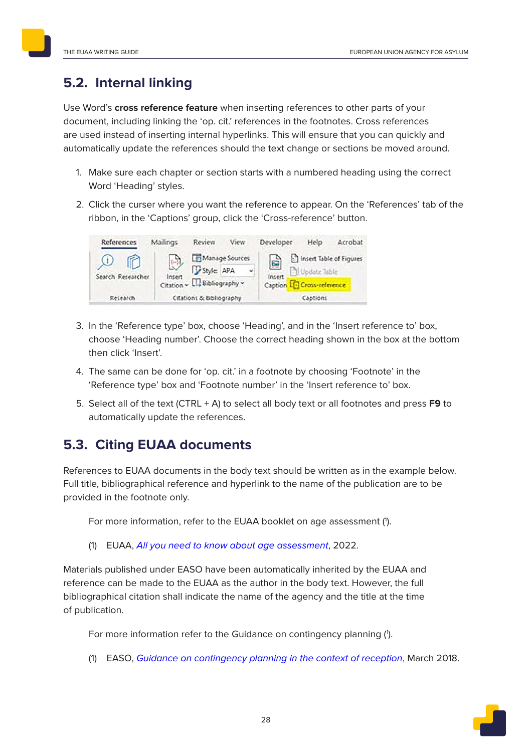## 5.2. Internal linking

Use Word's **cross reference feature** when inserting references to other parts of your document, including linking the 'op. cit.' references in the footnotes. Cross references are used instead of inserting internal hyperlinks. This will ensure that you can quickly and automatically update the references should the text change or sections be moved around.

1. Make sure each chapter or section starts with a numbered heading using the correct Word 'Heading' styles.
2. Click the curser where you want the reference to appear. On the 'References' tab of the ribbon, in the 'Captions' group, click the 'Cross-reference' button.
3. In the 'Reference type' box, choose 'Heading', and in the 'Insert reference to' box, choose 'Heading number'. Choose the correct heading shown in the box at the bottom then click 'Insert'.
4. The same can be done for 'op. cit.' in a footnote by choosing 'Footnote' in the 'Reference type' box and 'Footnote number' in the 'Insert reference to' box.
5. Select all of the text (CTRL + A) to select all body text or all footnotes and press **F9** to automatically update the references.

## 5.3. Citing EUAA documents

References to EUAA documents in the body text should be written as in the example below. Full title, bibliographical reference and hyperlink to the name of the publication are to be provided in the footnote only.

For more information, refer to the EUAA booklet on age assessment (1).

(1) EUAA, *All you need to know about age assessment*, 2022.

Materials published under EASO have been automatically inherited by the EUAA and reference can be made to the EUAA as the author in the body text. However, the full bibliographical citation shall indicate the name of the agency and the title at the time of publication.

For more information refer to the Guidance on contingency planning (1).

(1) EASO, *Guidance on contingency planning in the context of reception*, March 2018.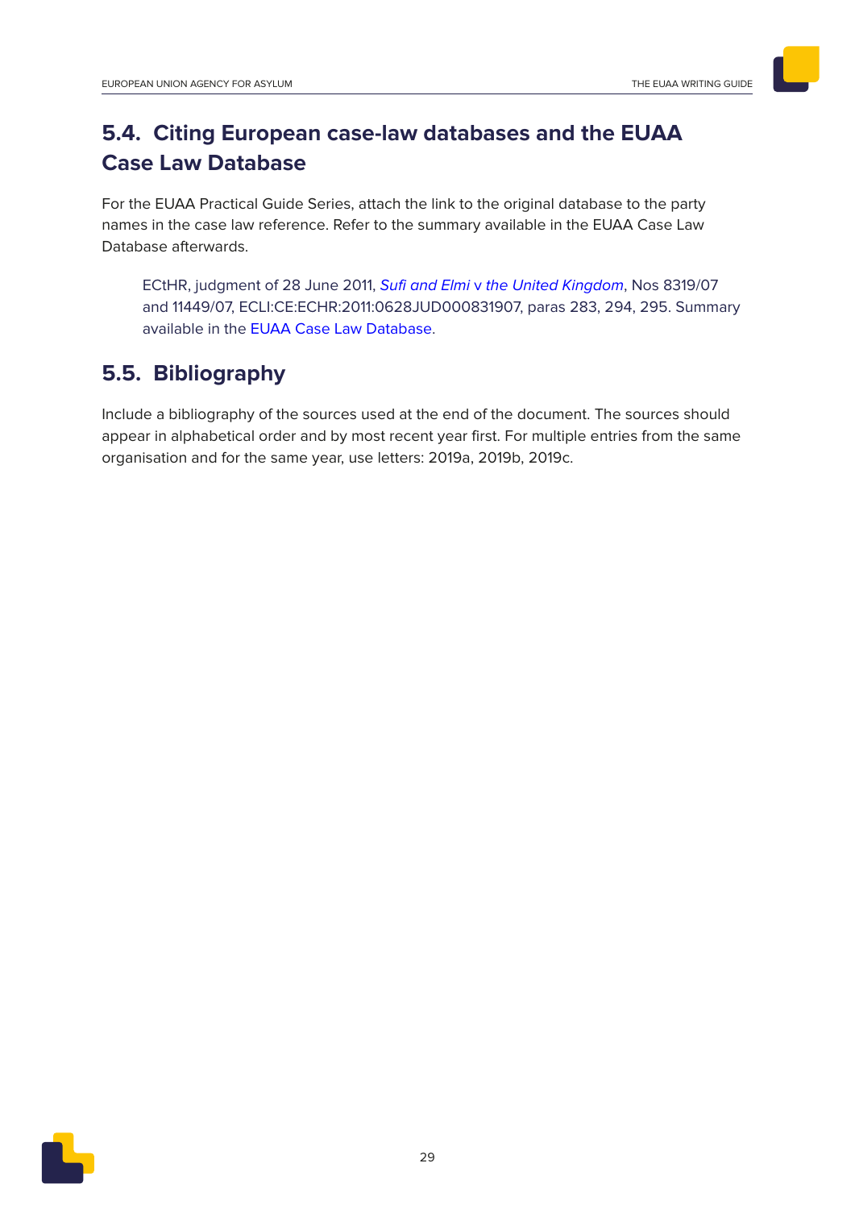## 5.4. Citing European case-law databases and the EUAA Case Law Database

For the EUAA Practical Guide Series, attach the link to the original database to the party names in the case law reference. Refer to the summary available in the EUAA Case Law Database afterwards.

> ECtHR, judgment of 28 June 2011, *Sufi and Elmi* v *the United Kingdom*, Nos 8319/07 and 11449/07, ECLI:CE:ECHR:2011:0628JUD000831907, paras 283, 294, 295. Summary available in the EUAA Case Law Database.

## 5.5. Bibliography

Include a bibliography of the sources used at the end of the document. The sources should appear in alphabetical order and by most recent year first. For multiple entries from the same organisation and for the same year, use letters: 2019a, 2019b, 2019c.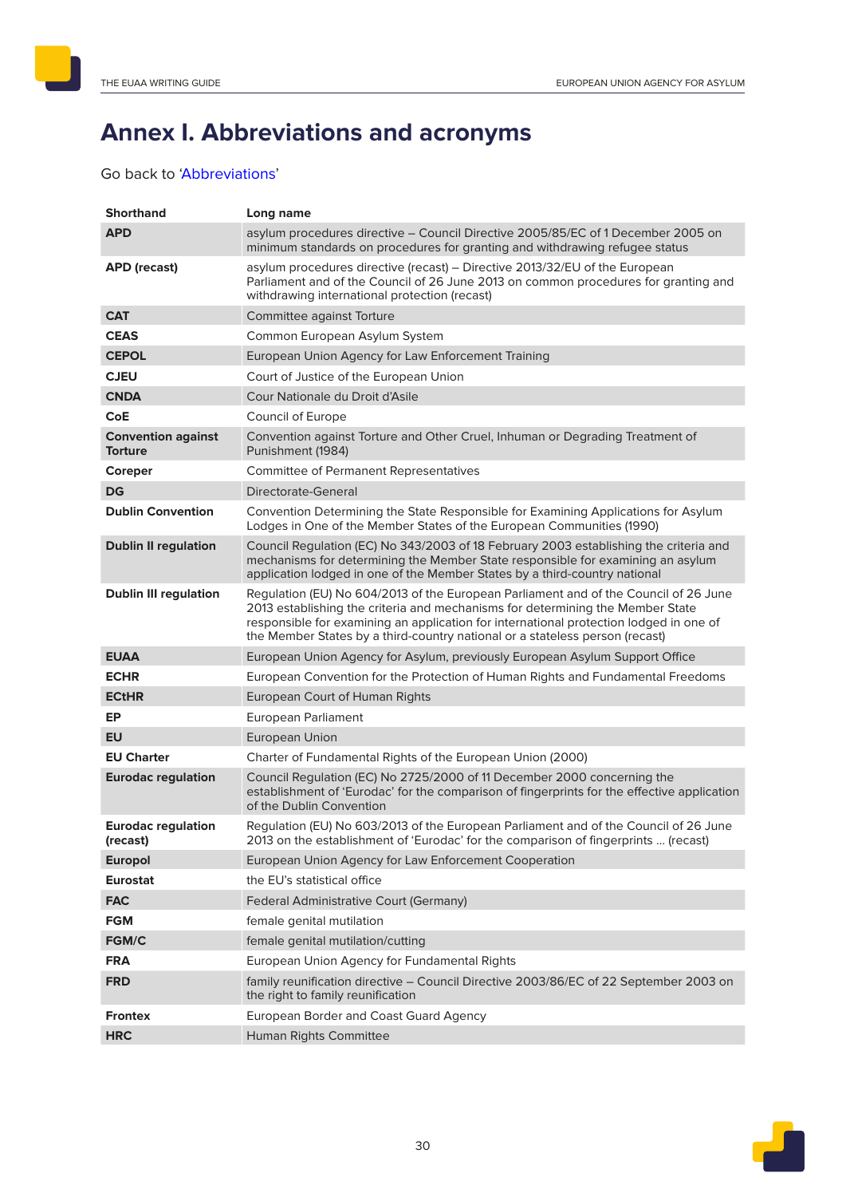# Annex I. Abbreviations and acronyms

Go back to 'Abbreviations'

| Shorthand | Long name |
|---|---|
| **APD** | asylum procedures directive – Council Directive 2005/85/EC of 1 December 2005 on minimum standards on procedures for granting and withdrawing refugee status |
| **APD (recast)** | asylum procedures directive (recast) – Directive 2013/32/EU of the European Parliament and of the Council of 26 June 2013 on common procedures for granting and withdrawing international protection (recast) |
| **CAT** | Committee against Torture |
| **CEAS** | Common European Asylum System |
| **CEPOL** | European Union Agency for Law Enforcement Training |
| **CJEU** | Court of Justice of the European Union |
| **CNDA** | Cour Nationale du Droit d'Asile |
| **CoE** | Council of Europe |
| **Convention against Torture** | Convention against Torture and Other Cruel, Inhuman or Degrading Treatment of Punishment (1984) |
| **Coreper** | Committee of Permanent Representatives |
| **DG** | Directorate-General |
| **Dublin Convention** | Convention Determining the State Responsible for Examining Applications for Asylum Lodges in One of the Member States of the European Communities (1990) |
| **Dublin II regulation** | Council Regulation (EC) No 343/2003 of 18 February 2003 establishing the criteria and mechanisms for determining the Member State responsible for examining an asylum application lodged in one of the Member States by a third-country national |
| **Dublin III regulation** | Regulation (EU) No 604/2013 of the European Parliament and of the Council of 26 June 2013 establishing the criteria and mechanisms for determining the Member State responsible for examining an application for international protection lodged in one of the Member States by a third-country national or a stateless person (recast) |
| **EUAA** | European Union Agency for Asylum, previously European Asylum Support Office |
| **ECHR** | European Convention for the Protection of Human Rights and Fundamental Freedoms |
| **ECtHR** | European Court of Human Rights |
| **EP** | European Parliament |
| **EU** | European Union |
| **EU Charter** | Charter of Fundamental Rights of the European Union (2000) |
| **Eurodac regulation** | Council Regulation (EC) No 2725/2000 of 11 December 2000 concerning the establishment of 'Eurodac' for the comparison of fingerprints for the effective application of the Dublin Convention |
| **Eurodac regulation (recast)** | Regulation (EU) No 603/2013 of the European Parliament and of the Council of 26 June 2013 on the establishment of 'Eurodac' for the comparison of fingerprints … (recast) |
| **Europol** | European Union Agency for Law Enforcement Cooperation |
| **Eurostat** | the EU's statistical office |
| **FAC** | Federal Administrative Court (Germany) |
| **FGM** | female genital mutilation |
| **FGM/C** | female genital mutilation/cutting |
| **FRA** | European Union Agency for Fundamental Rights |
| **FRD** | family reunification directive – Council Directive 2003/86/EC of 22 September 2003 on the right to family reunification |
| **Frontex** | European Border and Coast Guard Agency |
| **HRC** | Human Rights Committee |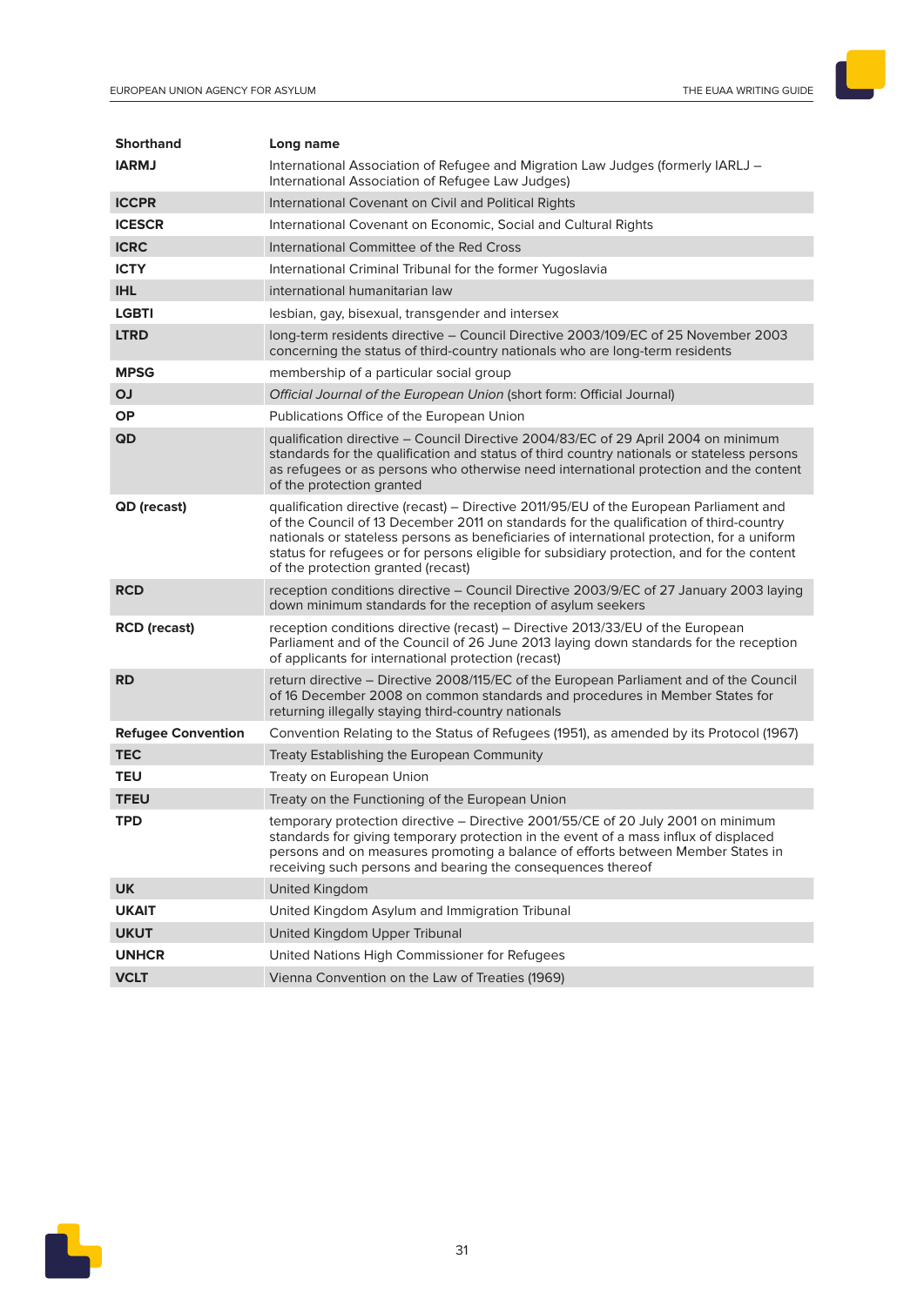| Shorthand | Long name |
|---|---|
| **IARMJ** | International Association of Refugee and Migration Law Judges (formerly IARLJ – International Association of Refugee Law Judges) |
| **ICCPR** | International Covenant on Civil and Political Rights |
| **ICESCR** | International Covenant on Economic, Social and Cultural Rights |
| **ICRC** | International Committee of the Red Cross |
| **ICTY** | International Criminal Tribunal for the former Yugoslavia |
| **IHL** | international humanitarian law |
| **LGBTI** | lesbian, gay, bisexual, transgender and intersex |
| **LTRD** | long-term residents directive – Council Directive 2003/109/EC of 25 November 2003 concerning the status of third-country nationals who are long-term residents |
| **MPSG** | membership of a particular social group |
| **OJ** | *Official Journal of the European Union* (short form: Official Journal) |
| **OP** | Publications Office of the European Union |
| **QD** | qualification directive – Council Directive 2004/83/EC of 29 April 2004 on minimum standards for the qualification and status of third country nationals or stateless persons as refugees or as persons who otherwise need international protection and the content of the protection granted |
| **QD (recast)** | qualification directive (recast) – Directive 2011/95/EU of the European Parliament and of the Council of 13 December 2011 on standards for the qualification of third-country nationals or stateless persons as beneficiaries of international protection, for a uniform status for refugees or for persons eligible for subsidiary protection, and for the content of the protection granted (recast) |
| **RCD** | reception conditions directive – Council Directive 2003/9/EC of 27 January 2003 laying down minimum standards for the reception of asylum seekers |
| **RCD (recast)** | reception conditions directive (recast) – Directive 2013/33/EU of the European Parliament and of the Council of 26 June 2013 laying down standards for the reception of applicants for international protection (recast) |
| **RD** | return directive – Directive 2008/115/EC of the European Parliament and of the Council of 16 December 2008 on common standards and procedures in Member States for returning illegally staying third-country nationals |
| **Refugee Convention** | Convention Relating to the Status of Refugees (1951), as amended by its Protocol (1967) |
| **TEC** | Treaty Establishing the European Community |
| **TEU** | Treaty on European Union |
| **TFEU** | Treaty on the Functioning of the European Union |
| **TPD** | temporary protection directive – Directive 2001/55/CE of 20 July 2001 on minimum standards for giving temporary protection in the event of a mass influx of displaced persons and on measures promoting a balance of efforts between Member States in receiving such persons and bearing the consequences thereof |
| **UK** | United Kingdom |
| **UKAIT** | United Kingdom Asylum and Immigration Tribunal |
| **UKUT** | United Kingdom Upper Tribunal |
| **UNHCR** | United Nations High Commissioner for Refugees |
| **VCLT** | Vienna Convention on the Law of Treaties (1969) |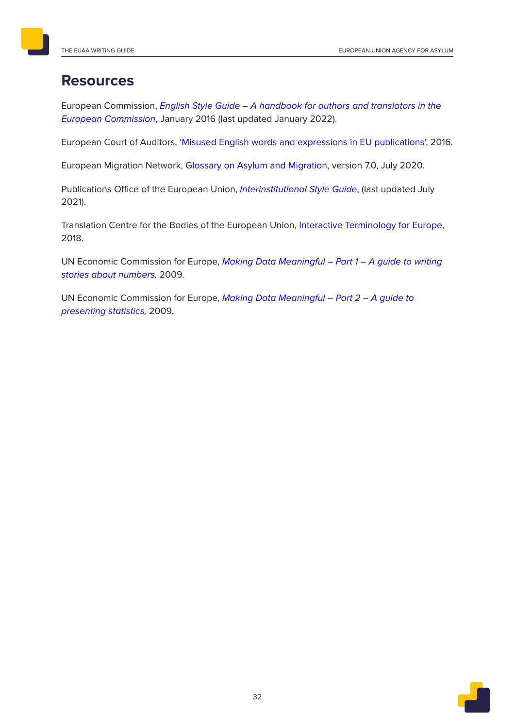## Resources

European Commission, *English Style Guide – A handbook for authors and translators in the European Commission*, January 2016 (last updated January 2022).

European Court of Auditors, 'Misused English words and expressions in EU publications', 2016.

European Migration Network, Glossary on Asylum and Migration, version 7.0, July 2020.

Publications Office of the European Union, *Interinstitutional Style Guide*, (last updated July 2021).

Translation Centre for the Bodies of the European Union, Interactive Terminology for Europe, 2018.

UN Economic Commission for Europe, *Making Data Meaningful – Part 1 – A guide to writing stories about numbers,* 2009.

UN Economic Commission for Europe, *Making Data Meaningful – Part 2 – A guide to presenting statistics,* 2009.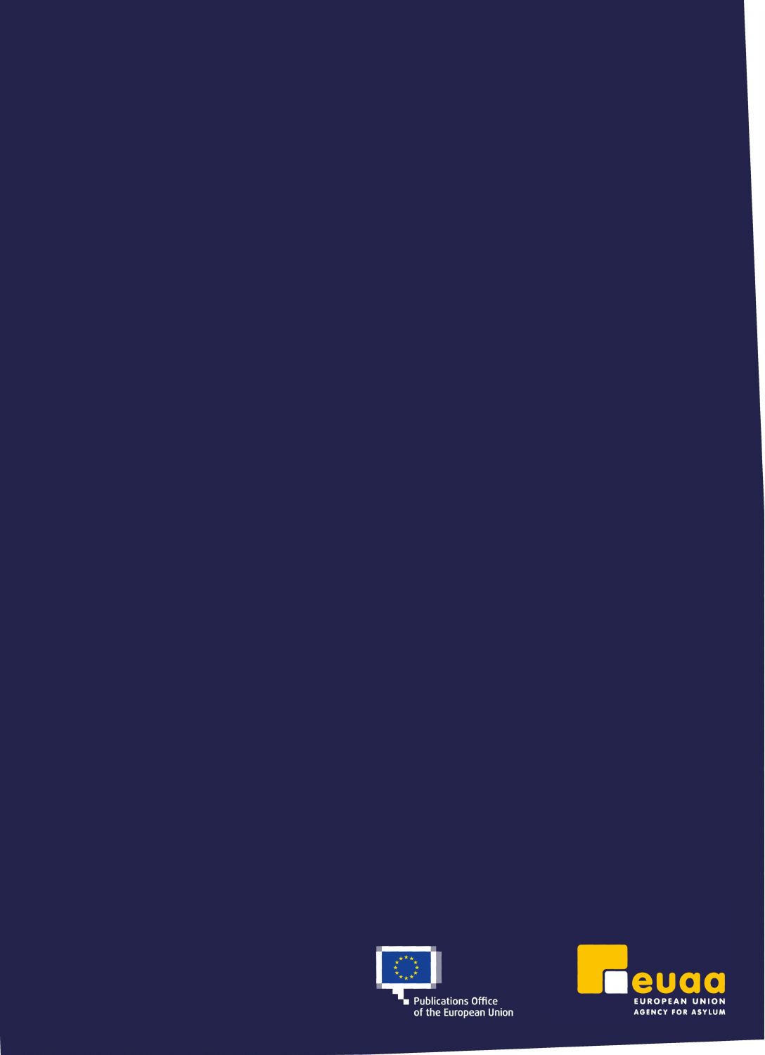Publications Office of the European Union

euaa

EUROPEAN UNION AGENCY FOR ASYLUM